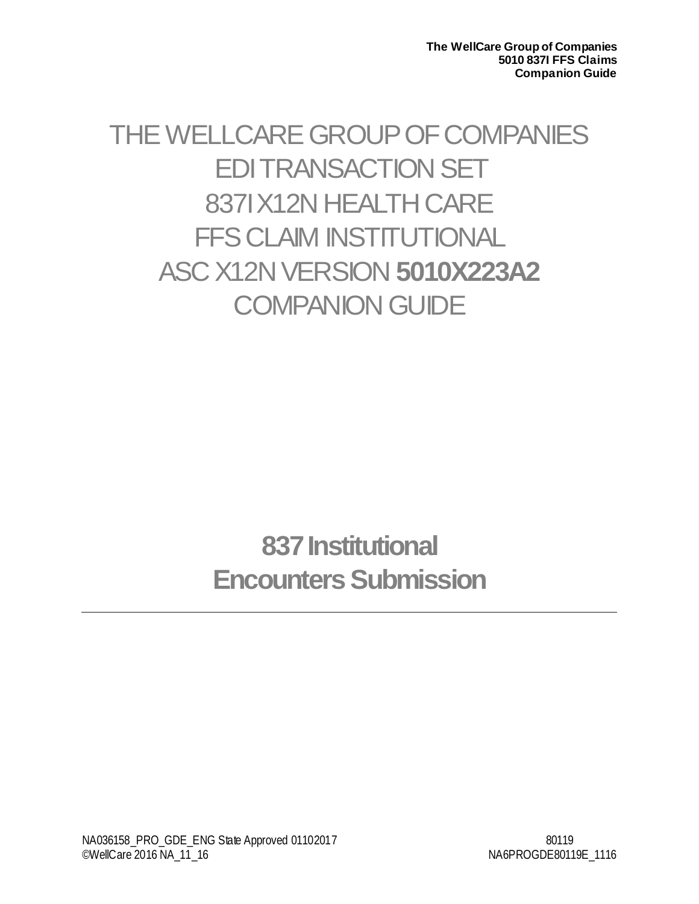# THE WELLCARE GROUP OF COMPANIES EDI TRANSACTION SET 837I X12N HEALTH CARE FFS CLAIM INSTITUTIONAL ASC X12N VERSION **5010X223A2** COMPANION GUIDE

## 837 Institutional Encounters Submission

---

NA036158_PRO_GDE_ENG State Approved 01102017 80119
©WellCare 2016 NA_11_16 NA6PROGDE80119E_1116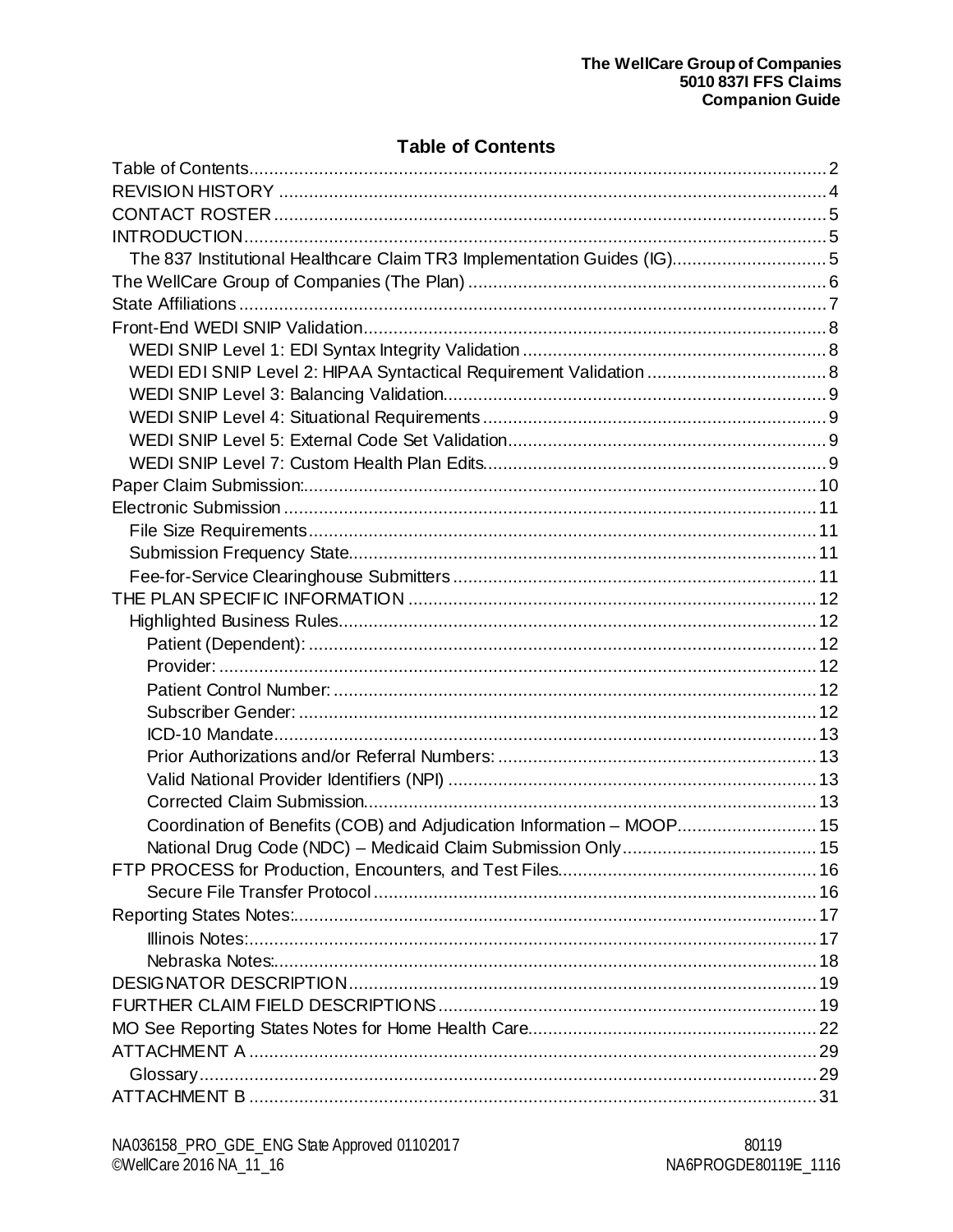## Table of Contents

- Table of Contents ........ 2
- REVISION HISTORY ........ 4
- CONTACT ROSTER ........ 5
- INTRODUCTION ........ 5
  - The 837 Institutional Healthcare Claim TR3 Implementation Guides (IG) ........ 5
- The WellCare Group of Companies (The Plan) ........ 6
- State Affiliations ........ 7
- Front-End WEDI SNIP Validation ........ 8
  - WEDI SNIP Level 1: EDI Syntax Integrity Validation ........ 8
  - WEDI EDI SNIP Level 2: HIPAA Syntactical Requirement Validation ........ 8
  - WEDI SNIP Level 3: Balancing Validation ........ 9
  - WEDI SNIP Level 4: Situational Requirements ........ 9
  - WEDI SNIP Level 5: External Code Set Validation ........ 9
  - WEDI SNIP Level 7: Custom Health Plan Edits ........ 9
- Paper Claim Submission: ........ 10
- Electronic Submission ........ 11
  - File Size Requirements ........ 11
  - Submission Frequency State ........ 11
  - Fee-for-Service Clearinghouse Submitters ........ 11
- THE PLAN SPECIFIC INFORMATION ........ 12
  - Highlighted Business Rules ........ 12
    - Patient (Dependent): ........ 12
    - Provider: ........ 12
    - Patient Control Number: ........ 12
    - Subscriber Gender: ........ 12
    - ICD-10 Mandate ........ 13
    - Prior Authorizations and/or Referral Numbers: ........ 13
    - Valid National Provider Identifiers (NPI) ........ 13
    - Corrected Claim Submission ........ 13
    - Coordination of Benefits (COB) and Adjudication Information – MOOP ........ 15
    - National Drug Code (NDC) – Medicaid Claim Submission Only ........ 15
- FTP PROCESS for Production, Encounters, and Test Files ........ 16
    - Secure File Transfer Protocol ........ 16
- Reporting States Notes: ........ 17
    - Illinois Notes: ........ 17
    - Nebraska Notes: ........ 18
- DESIGNATOR DESCRIPTION ........ 19
- FURTHER CLAIM FIELD DESCRIPTIONS ........ 19
- MO See Reporting States Notes for Home Health Care ........ 22
- ATTACHMENT A ........ 29
  - Glossary ........ 29
- ATTACHMENT B ........ 31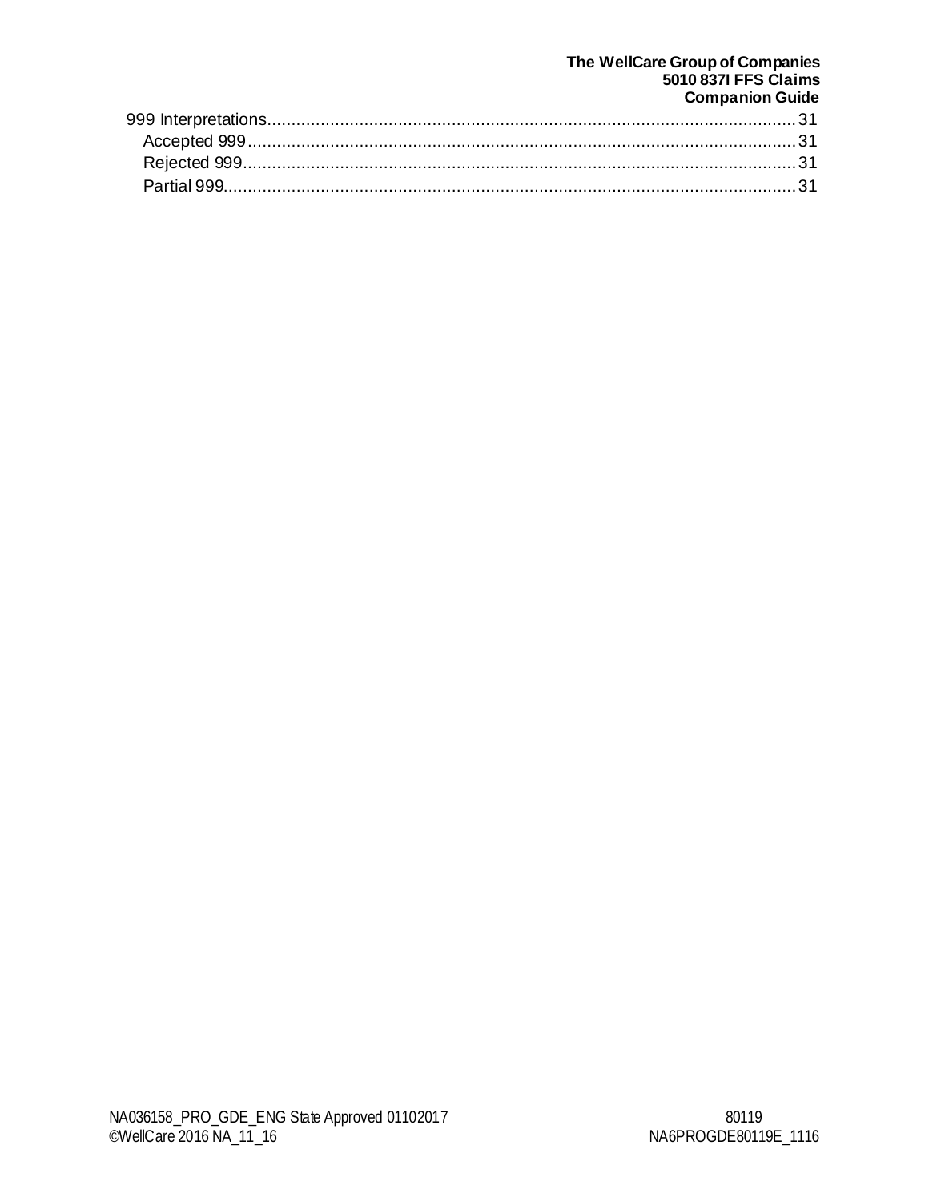999 Interpretations....................................................................................................31
  Accepted 999...........................................................................................................31
  Rejected 999............................................................................................................31
  Partial 999................................................................................................................31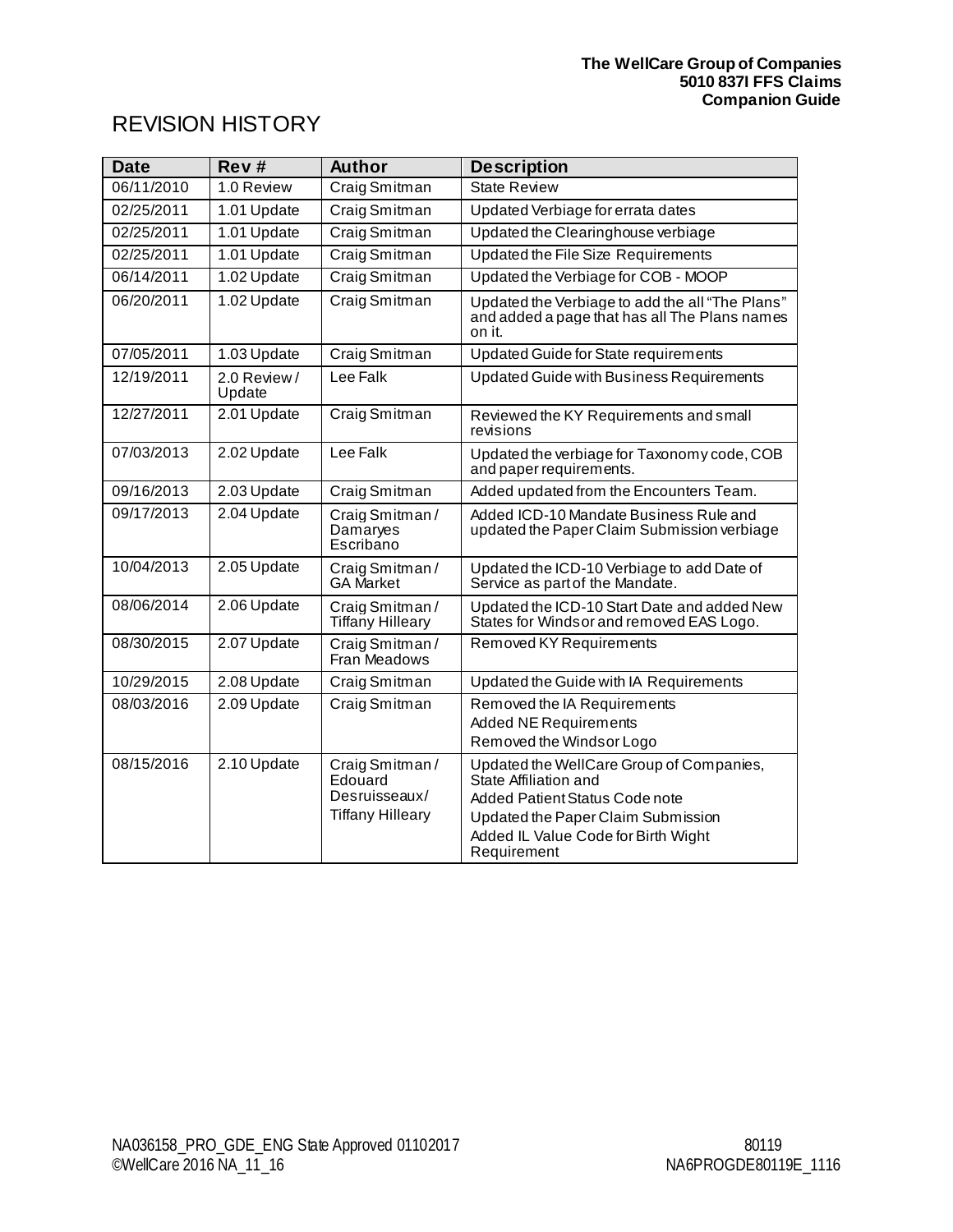# REVISION HISTORY

| Date | Rev # | Author | Description |
|---|---|---|---|
| 06/11/2010 | 1.0 Review | Craig Smitman | State Review |
| 02/25/2011 | 1.01 Update | Craig Smitman | Updated Verbiage for errata dates |
| 02/25/2011 | 1.01 Update | Craig Smitman | Updated the Clearinghouse verbiage |
| 02/25/2011 | 1.01 Update | Craig Smitman | Updated the File Size Requirements |
| 06/14/2011 | 1.02 Update | Craig Smitman | Updated the Verbiage for COB - MOOP |
| 06/20/2011 | 1.02 Update | Craig Smitman | Updated the Verbiage to add the all "The Plans" and added a page that has all The Plans names on it. |
| 07/05/2011 | 1.03 Update | Craig Smitman | Updated Guide for State requirements |
| 12/19/2011 | 2.0 Review / Update | Lee Falk | Updated Guide with Business Requirements |
| 12/27/2011 | 2.01 Update | Craig Smitman | Reviewed the KY Requirements and small revisions |
| 07/03/2013 | 2.02 Update | Lee Falk | Updated the verbiage for Taxonomy code, COB and paper requirements. |
| 09/16/2013 | 2.03 Update | Craig Smitman | Added updated from the Encounters Team. |
| 09/17/2013 | 2.04 Update | Craig Smitman / Damaryes Escribano | Added ICD-10 Mandate Business Rule and updated the Paper Claim Submission verbiage |
| 10/04/2013 | 2.05 Update | Craig Smitman / GA Market | Updated the ICD-10 Verbiage to add Date of Service as part of the Mandate. |
| 08/06/2014 | 2.06 Update | Craig Smitman / Tiffany Hilleary | Updated the ICD-10 Start Date and added New States for Windsor and removed EAS Logo. |
| 08/30/2015 | 2.07 Update | Craig Smitman / Fran Meadows | Removed KY Requirements |
| 10/29/2015 | 2.08 Update | Craig Smitman | Updated the Guide with IA Requirements |
| 08/03/2016 | 2.09 Update | Craig Smitman | Removed the IA Requirements<br>Added NE Requirements<br>Removed the Windsor Logo |
| 08/15/2016 | 2.10 Update | Craig Smitman / Edouard Desruisseaux/ Tiffany Hilleary | Updated the WellCare Group of Companies, State Affiliation and<br>Added Patient Status Code note<br>Updated the Paper Claim Submission<br>Added IL Value Code for Birth Wight Requirement |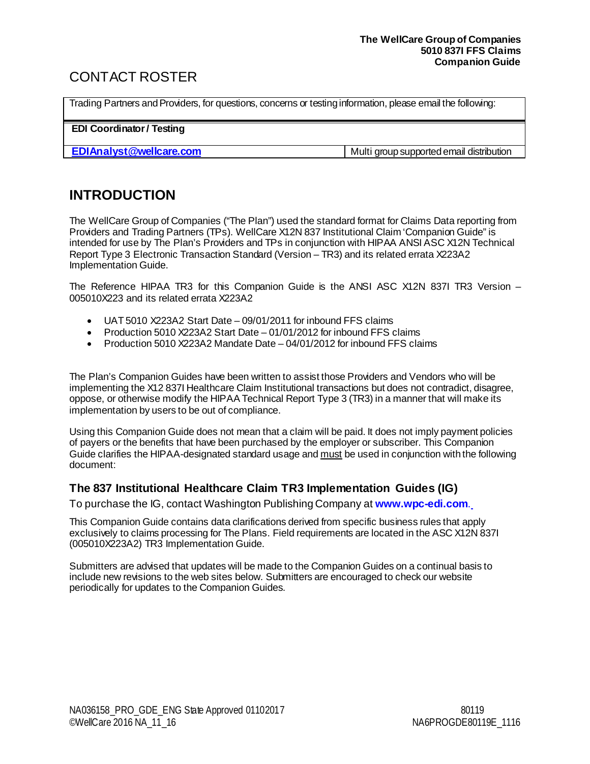# CONTACT ROSTER

| Trading Partners and Providers, for questions, concerns or testing information, please email the following: | |
|---|---|
| **EDI Coordinator / Testing** | |
| **EDIAnalyst@wellcare.com** | Multi group supported email distribution |

# INTRODUCTION

The WellCare Group of Companies ("The Plan") used the standard format for Claims Data reporting from Providers and Trading Partners (TPs). WellCare X12N 837 Institutional Claim 'Companion Guide" is intended for use by The Plan's Providers and TPs in conjunction with HIPAA ANSI ASC X12N Technical Report Type 3 Electronic Transaction Standard (Version – TR3) and its related errata X223A2 Implementation Guide.

The Reference HIPAA TR3 for this Companion Guide is the ANSI ASC X12N 837I TR3 Version – 005010X223 and its related errata X223A2

- UAT 5010 X223A2 Start Date – 09/01/2011 for inbound FFS claims
- Production 5010 X223A2 Start Date – 01/01/2012 for inbound FFS claims
- Production 5010 X223A2 Mandate Date – 04/01/2012 for inbound FFS claims

The Plan's Companion Guides have been written to assist those Providers and Vendors who will be implementing the X12 837I Healthcare Claim Institutional transactions but does not contradict, disagree, oppose, or otherwise modify the HIPAA Technical Report Type 3 (TR3) in a manner that will make its implementation by users to be out of compliance.

Using this Companion Guide does not mean that a claim will be paid. It does not imply payment policies of payers or the benefits that have been purchased by the employer or subscriber. This Companion Guide clarifies the HIPAA-designated standard usage and must be used in conjunction with the following document:

### The 837 Institutional Healthcare Claim TR3 Implementation Guides (IG)

To purchase the IG, contact Washington Publishing Company at **www.wpc-edi.com**.

This Companion Guide contains data clarifications derived from specific business rules that apply exclusively to claims processing for The Plans. Field requirements are located in the ASC X12N 837I (005010X223A2) TR3 Implementation Guide.

Submitters are advised that updates will be made to the Companion Guides on a continual basis to include new revisions to the web sites below. Submitters are encouraged to check our website periodically for updates to the Companion Guides.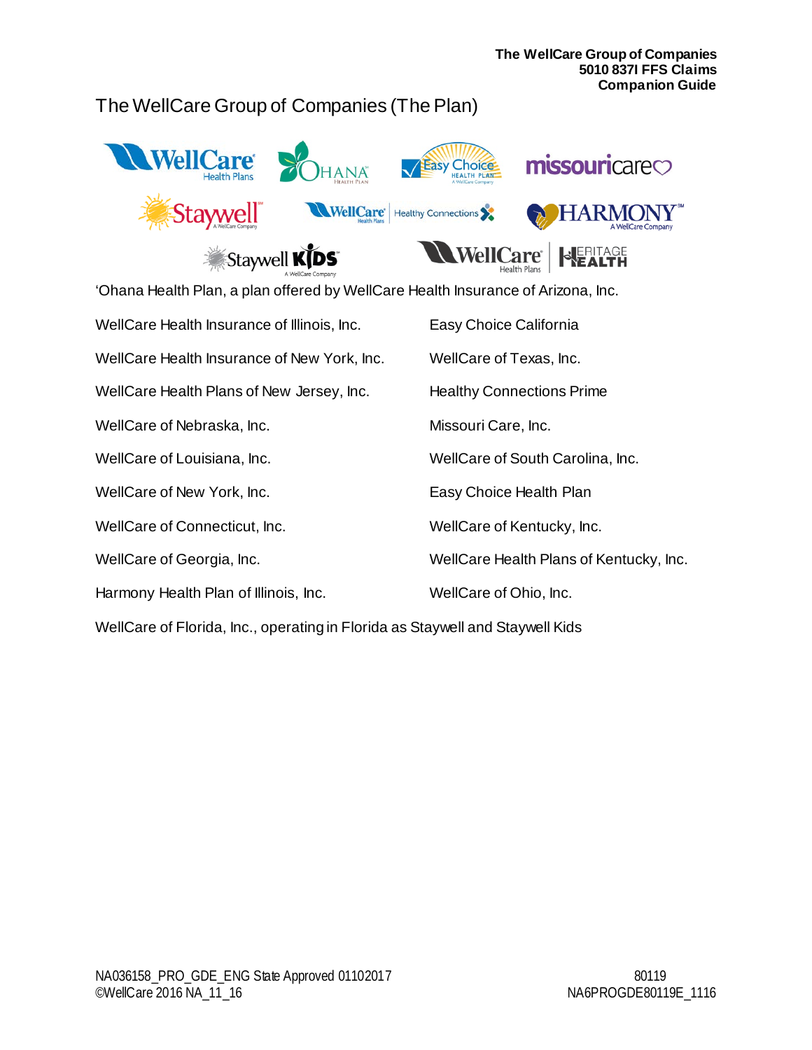# The WellCare Group of Companies (The Plan)

'Ohana Health Plan, a plan offered by WellCare Health Insurance of Arizona, Inc.

WellCare Health Insurance of Illinois, Inc.

WellCare Health Insurance of New York, Inc.

WellCare Health Plans of New Jersey, Inc.

WellCare of Nebraska, Inc.

WellCare of Louisiana, Inc.

WellCare of New York, Inc.

WellCare of Connecticut, Inc.

WellCare of Georgia, Inc.

Harmony Health Plan of Illinois, Inc.

Easy Choice California

WellCare of Texas, Inc.

Healthy Connections Prime

Missouri Care, Inc.

WellCare of South Carolina, Inc.

Easy Choice Health Plan

WellCare of Kentucky, Inc.

WellCare Health Plans of Kentucky, Inc.

WellCare of Ohio, Inc.

WellCare of Florida, Inc., operating in Florida as Staywell and Staywell Kids

NA036158_PRO_GDE_ENG State Approved 01102017
©WellCare 2016 NA_11_16

80119
NA6PROGDE80119E_1116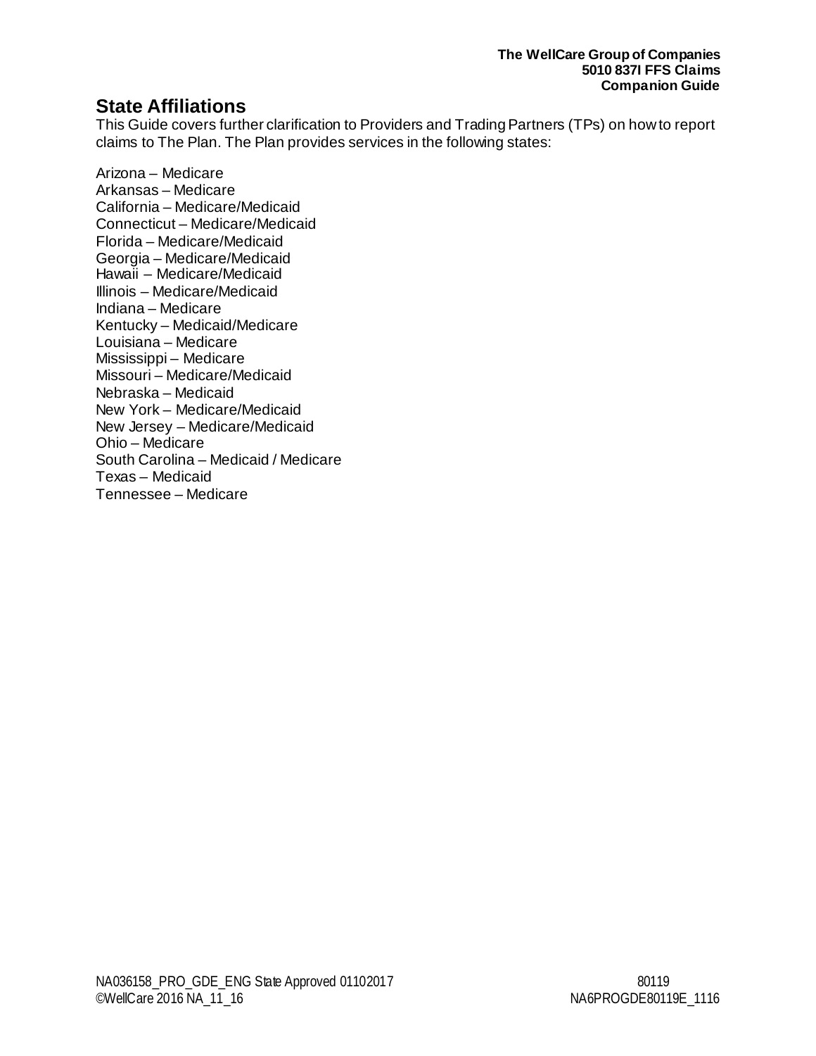## State Affiliations

This Guide covers further clarification to Providers and Trading Partners (TPs) on how to report claims to The Plan. The Plan provides services in the following states:

Arizona – Medicare
Arkansas – Medicare
California – Medicare/Medicaid
Connecticut – Medicare/Medicaid
Florida – Medicare/Medicaid
Georgia – Medicare/Medicaid
Hawaii – Medicare/Medicaid
Illinois – Medicare/Medicaid
Indiana – Medicare
Kentucky – Medicaid/Medicare
Louisiana – Medicare
Mississippi – Medicare
Missouri – Medicare/Medicaid
Nebraska – Medicaid
New York – Medicare/Medicaid
New Jersey – Medicare/Medicaid
Ohio – Medicare
South Carolina – Medicaid / Medicare
Texas – Medicaid
Tennessee – Medicare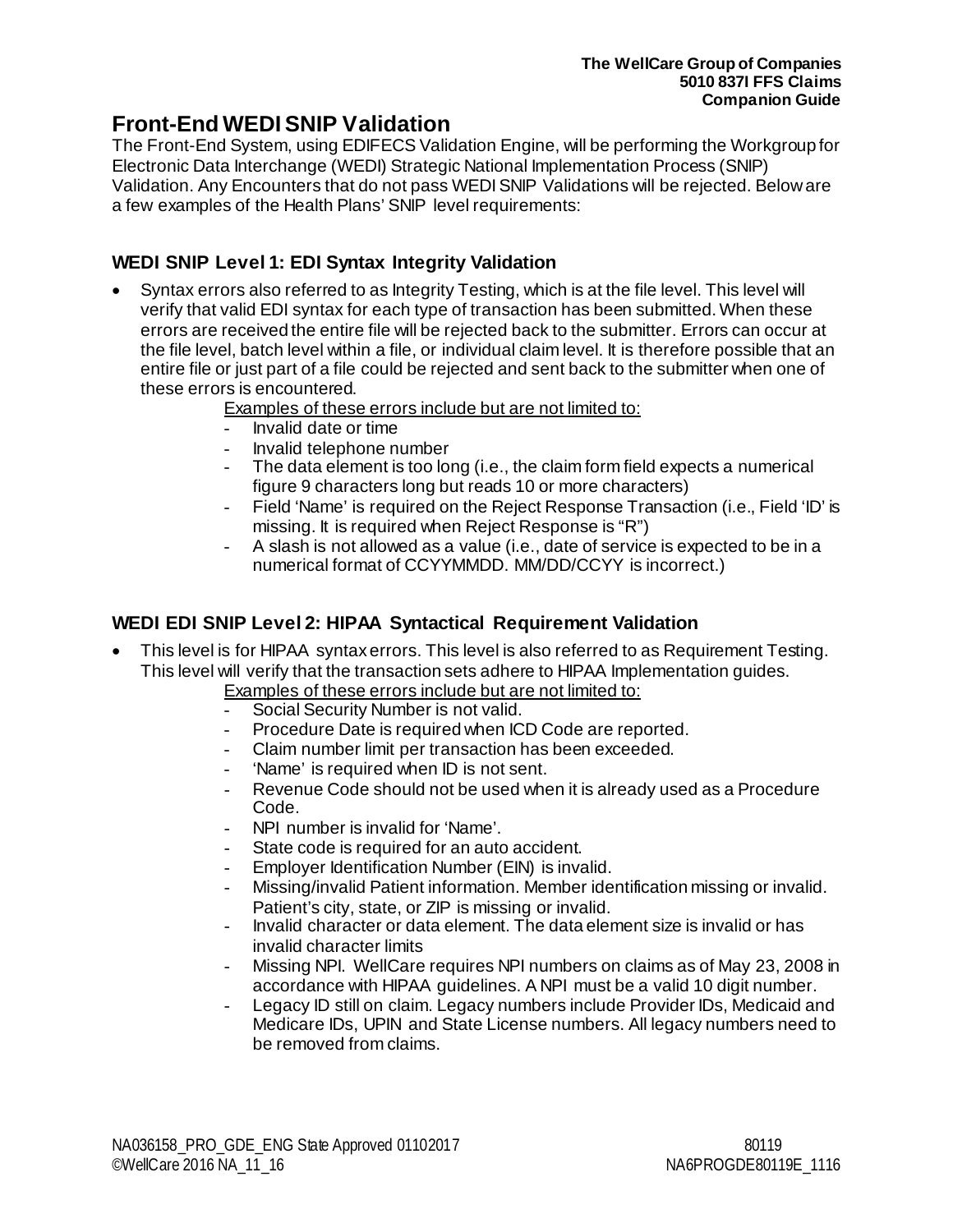## Front-End WEDI SNIP Validation

The Front-End System, using EDIFECS Validation Engine, will be performing the Workgroup for Electronic Data Interchange (WEDI) Strategic National Implementation Process (SNIP) Validation. Any Encounters that do not pass WEDI SNIP Validations will be rejected. Below are a few examples of the Health Plans' SNIP level requirements:

### WEDI SNIP Level 1: EDI Syntax Integrity Validation

- Syntax errors also referred to as Integrity Testing, which is at the file level. This level will verify that valid EDI syntax for each type of transaction has been submitted. When these errors are received the entire file will be rejected back to the submitter. Errors can occur at the file level, batch level within a file, or individual claim level. It is therefore possible that an entire file or just part of a file could be rejected and sent back to the submitter when one of these errors is encountered.

  Examples of these errors include but are not limited to:
  - Invalid date or time
  - Invalid telephone number
  - The data element is too long (i.e., the claim form field expects a numerical figure 9 characters long but reads 10 or more characters)
  - Field 'Name' is required on the Reject Response Transaction (i.e., Field 'ID' is missing. It is required when Reject Response is "R")
  - A slash is not allowed as a value (i.e., date of service is expected to be in a numerical format of CCYYMMDD. MM/DD/CCYY is incorrect.)

### WEDI EDI SNIP Level 2: HIPAA Syntactical Requirement Validation

- This level is for HIPAA syntax errors. This level is also referred to as Requirement Testing. This level will verify that the transaction sets adhere to HIPAA Implementation guides.

  Examples of these errors include but are not limited to:
  - Social Security Number is not valid.
  - Procedure Date is required when ICD Code are reported.
  - Claim number limit per transaction has been exceeded.
  - 'Name' is required when ID is not sent.
  - Revenue Code should not be used when it is already used as a Procedure Code.
  - NPI number is invalid for 'Name'.
  - State code is required for an auto accident.
  - Employer Identification Number (EIN) is invalid.
  - Missing/invalid Patient information. Member identification missing or invalid. Patient's city, state, or ZIP is missing or invalid.
  - Invalid character or data element. The data element size is invalid or has invalid character limits
  - Missing NPI. WellCare requires NPI numbers on claims as of May 23, 2008 in accordance with HIPAA guidelines. A NPI must be a valid 10 digit number.
  - Legacy ID still on claim. Legacy numbers include Provider IDs, Medicaid and Medicare IDs, UPIN and State License numbers. All legacy numbers need to be removed from claims.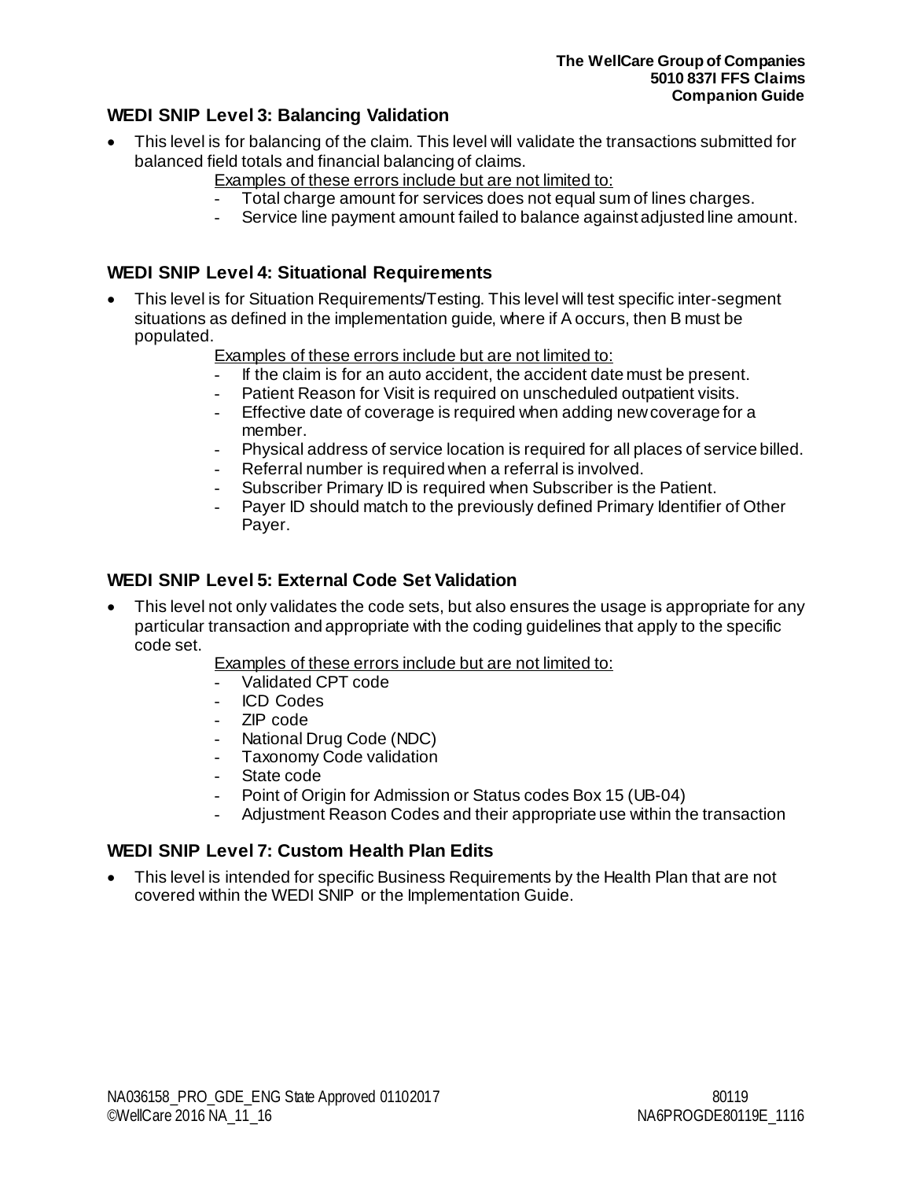### WEDI SNIP Level 3: Balancing Validation

- This level is for balancing of the claim. This level will validate the transactions submitted for balanced field totals and financial balancing of claims.

  Examples of these errors include but are not limited to:
  - Total charge amount for services does not equal sum of lines charges.
  - Service line payment amount failed to balance against adjusted line amount.

### WEDI SNIP Level 4: Situational Requirements

- This level is for Situation Requirements/Testing. This level will test specific inter-segment situations as defined in the implementation guide, where if A occurs, then B must be populated.

  Examples of these errors include but are not limited to:
  - If the claim is for an auto accident, the accident date must be present.
  - Patient Reason for Visit is required on unscheduled outpatient visits.
  - Effective date of coverage is required when adding new coverage for a member.
  - Physical address of service location is required for all places of service billed.
  - Referral number is required when a referral is involved.
  - Subscriber Primary ID is required when Subscriber is the Patient.
  - Payer ID should match to the previously defined Primary Identifier of Other Payer.

### WEDI SNIP Level 5: External Code Set Validation

- This level not only validates the code sets, but also ensures the usage is appropriate for any particular transaction and appropriate with the coding guidelines that apply to the specific code set.

  Examples of these errors include but are not limited to:
  - Validated CPT code
  - ICD Codes
  - ZIP code
  - National Drug Code (NDC)
  - Taxonomy Code validation
  - State code
  - Point of Origin for Admission or Status codes Box 15 (UB-04)
  - Adjustment Reason Codes and their appropriate use within the transaction

### WEDI SNIP Level 7: Custom Health Plan Edits

- This level is intended for specific Business Requirements by the Health Plan that are not covered within the WEDI SNIP or the Implementation Guide.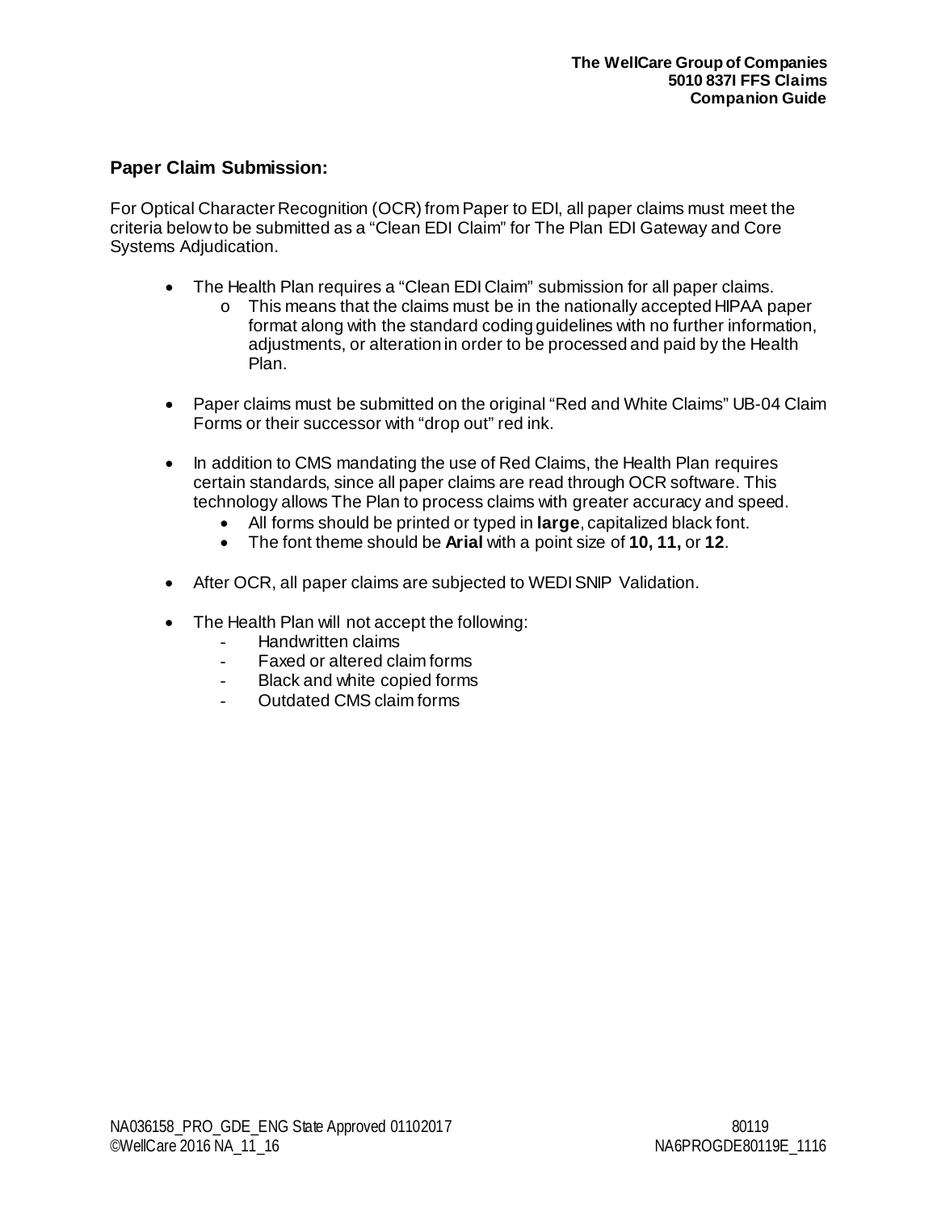## Paper Claim Submission:

For Optical Character Recognition (OCR) from Paper to EDI, all paper claims must meet the criteria below to be submitted as a "Clean EDI Claim" for The Plan EDI Gateway and Core Systems Adjudication.

- The Health Plan requires a "Clean EDI Claim" submission for all paper claims.
    - This means that the claims must be in the nationally accepted HIPAA paper format along with the standard coding guidelines with no further information, adjustments, or alteration in order to be processed and paid by the Health Plan.
- Paper claims must be submitted on the original "Red and White Claims" UB-04 Claim Forms or their successor with "drop out" red ink.
- In addition to CMS mandating the use of Red Claims, the Health Plan requires certain standards, since all paper claims are read through OCR software. This technology allows The Plan to process claims with greater accuracy and speed.
    - All forms should be printed or typed in **large**, capitalized black font.
    - The font theme should be **Arial** with a point size of **10, 11,** or **12**.
- After OCR, all paper claims are subjected to WEDI SNIP Validation.
- The Health Plan will not accept the following:
    - Handwritten claims
    - Faxed or altered claim forms
    - Black and white copied forms
    - Outdated CMS claim forms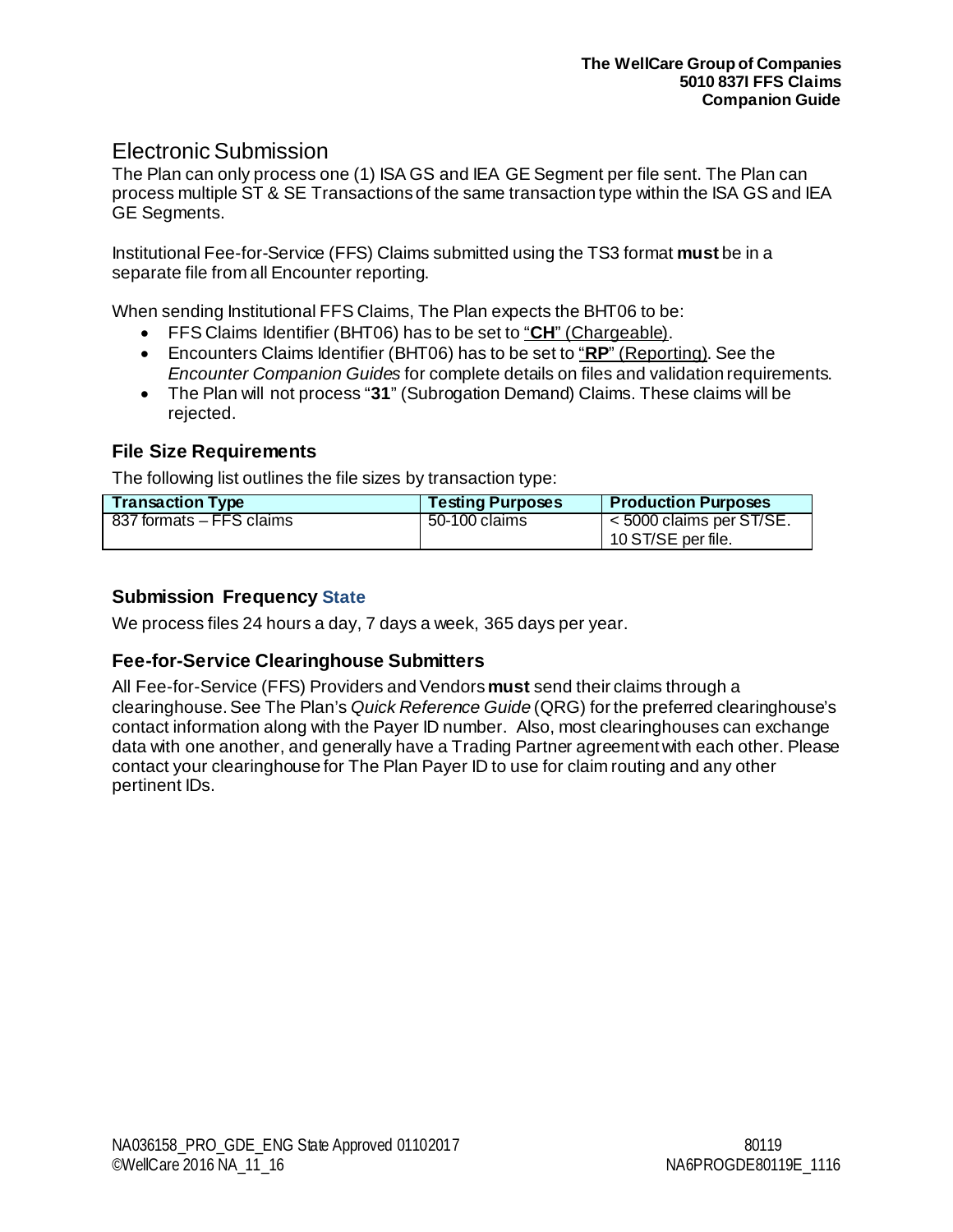# Electronic Submission

The Plan can only process one (1) ISA GS and IEA GE Segment per file sent. The Plan can process multiple ST & SE Transactions of the same transaction type within the ISA GS and IEA GE Segments.

Institutional Fee-for-Service (FFS) Claims submitted using the TS3 format **must** be in a separate file from all Encounter reporting.

When sending Institutional FFS Claims, The Plan expects the BHT06 to be:

- FFS Claims Identifier (BHT06) has to be set to "**CH**" (Chargeable).
- Encounters Claims Identifier (BHT06) has to be set to "**RP**" (Reporting). See the *Encounter Companion Guides* for complete details on files and validation requirements.
- The Plan will not process "**31**" (Subrogation Demand) Claims. These claims will be rejected.

## File Size Requirements

The following list outlines the file sizes by transaction type:

| Transaction Type | Testing Purposes | Production Purposes |
|---|---|---|
| 837 formats – FFS claims | 50-100 claims | < 5000 claims per ST/SE. 10 ST/SE per file. |

## Submission Frequency State

We process files 24 hours a day, 7 days a week, 365 days per year.

## Fee-for-Service Clearinghouse Submitters

All Fee-for-Service (FFS) Providers and Vendors **must** send their claims through a clearinghouse. See The Plan's *Quick Reference Guide* (QRG) for the preferred clearinghouse's contact information along with the Payer ID number. Also, most clearinghouses can exchange data with one another, and generally have a Trading Partner agreement with each other. Please contact your clearinghouse for The Plan Payer ID to use for claim routing and any other pertinent IDs.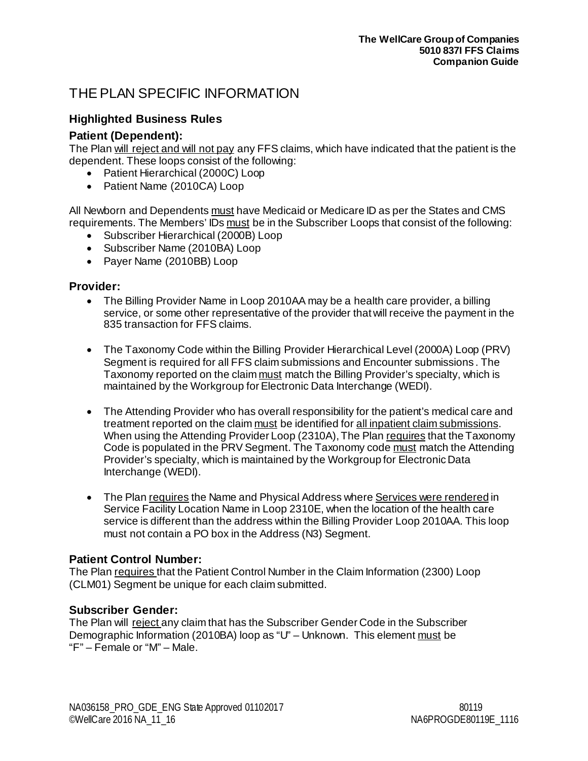# THE PLAN SPECIFIC INFORMATION

## Highlighted Business Rules

### Patient (Dependent):

The Plan will reject and will not pay any FFS claims, which have indicated that the patient is the dependent. These loops consist of the following:

- Patient Hierarchical (2000C) Loop
- Patient Name (2010CA) Loop

All Newborn and Dependents must have Medicaid or Medicare ID as per the States and CMS requirements. The Members' IDs must be in the Subscriber Loops that consist of the following:

- Subscriber Hierarchical (2000B) Loop
- Subscriber Name (2010BA) Loop
- Payer Name (2010BB) Loop

### Provider:

- The Billing Provider Name in Loop 2010AA may be a health care provider, a billing service, or some other representative of the provider that will receive the payment in the 835 transaction for FFS claims.
- The Taxonomy Code within the Billing Provider Hierarchical Level (2000A) Loop (PRV) Segment is required for all FFS claim submissions and Encounter submissions. The Taxonomy reported on the claim must match the Billing Provider's specialty, which is maintained by the Workgroup for Electronic Data Interchange (WEDI).
- The Attending Provider who has overall responsibility for the patient's medical care and treatment reported on the claim must be identified for all inpatient claim submissions. When using the Attending Provider Loop (2310A), The Plan requires that the Taxonomy Code is populated in the PRV Segment. The Taxonomy code must match the Attending Provider's specialty, which is maintained by the Workgroup for Electronic Data Interchange (WEDI).
- The Plan requires the Name and Physical Address where Services were rendered in Service Facility Location Name in Loop 2310E, when the location of the health care service is different than the address within the Billing Provider Loop 2010AA. This loop must not contain a PO box in the Address (N3) Segment.

### Patient Control Number:

The Plan requires that the Patient Control Number in the Claim Information (2300) Loop (CLM01) Segment be unique for each claim submitted.

### Subscriber Gender:

The Plan will reject any claim that has the Subscriber Gender Code in the Subscriber Demographic Information (2010BA) loop as "U" – Unknown. This element must be "F" – Female or "M" – Male.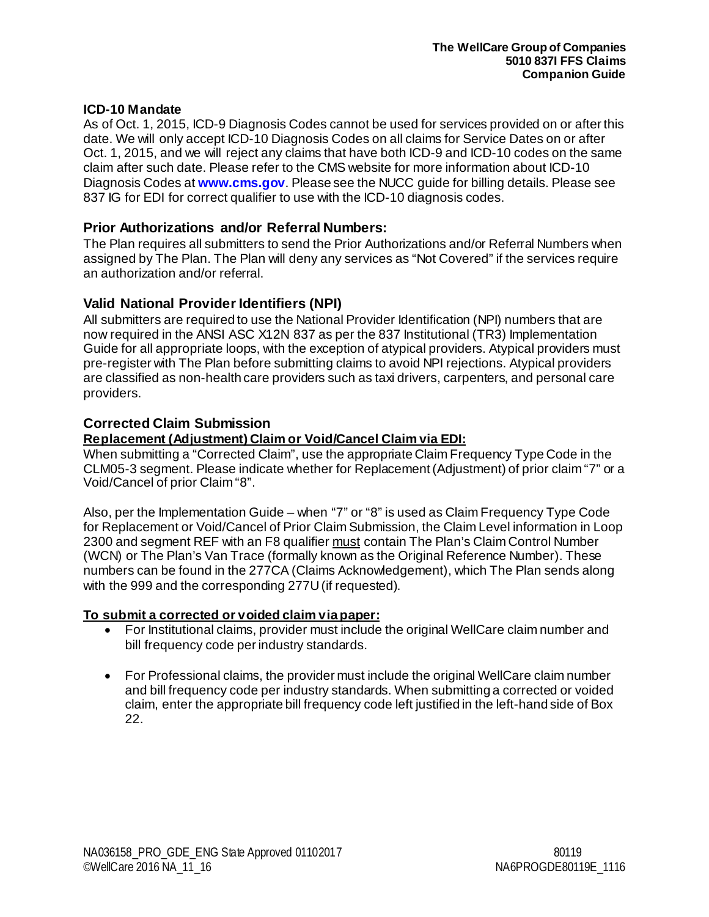### ICD-10 Mandate

As of Oct. 1, 2015, ICD-9 Diagnosis Codes cannot be used for services provided on or after this date. We will only accept ICD-10 Diagnosis Codes on all claims for Service Dates on or after Oct. 1, 2015, and we will reject any claims that have both ICD-9 and ICD-10 codes on the same claim after such date. Please refer to the CMS website for more information about ICD-10 Diagnosis Codes at **www.cms.gov**. Please see the NUCC guide for billing details. Please see 837 IG for EDI for correct qualifier to use with the ICD-10 diagnosis codes.

## Prior Authorizations and/or Referral Numbers:

The Plan requires all submitters to send the Prior Authorizations and/or Referral Numbers when assigned by The Plan. The Plan will deny any services as "Not Covered" if the services require an authorization and/or referral.

## Valid National Provider Identifiers (NPI)

All submitters are required to use the National Provider Identification (NPI) numbers that are now required in the ANSI ASC X12N 837 as per the 837 Institutional (TR3) Implementation Guide for all appropriate loops, with the exception of atypical providers. Atypical providers must pre-register with The Plan before submitting claims to avoid NPI rejections. Atypical providers are classified as non-health care providers such as taxi drivers, carpenters, and personal care providers.

## Corrected Claim Submission

**Replacement (Adjustment) Claim or Void/Cancel Claim via EDI:**

When submitting a "Corrected Claim", use the appropriate Claim Frequency Type Code in the CLM05-3 segment. Please indicate whether for Replacement (Adjustment) of prior claim "7" or a Void/Cancel of prior Claim "8".

Also, per the Implementation Guide – when "7" or "8" is used as Claim Frequency Type Code for Replacement or Void/Cancel of Prior Claim Submission, the Claim Level information in Loop 2300 and segment REF with an F8 qualifier must contain The Plan's Claim Control Number (WCN) or The Plan's Van Trace (formally known as the Original Reference Number). These numbers can be found in the 277CA (Claims Acknowledgement), which The Plan sends along with the 999 and the corresponding 277U (if requested).

**To submit a corrected or voided claim via paper:**

- For Institutional claims, provider must include the original WellCare claim number and bill frequency code per industry standards.
- For Professional claims, the provider must include the original WellCare claim number and bill frequency code per industry standards. When submitting a corrected or voided claim, enter the appropriate bill frequency code left justified in the left-hand side of Box 22.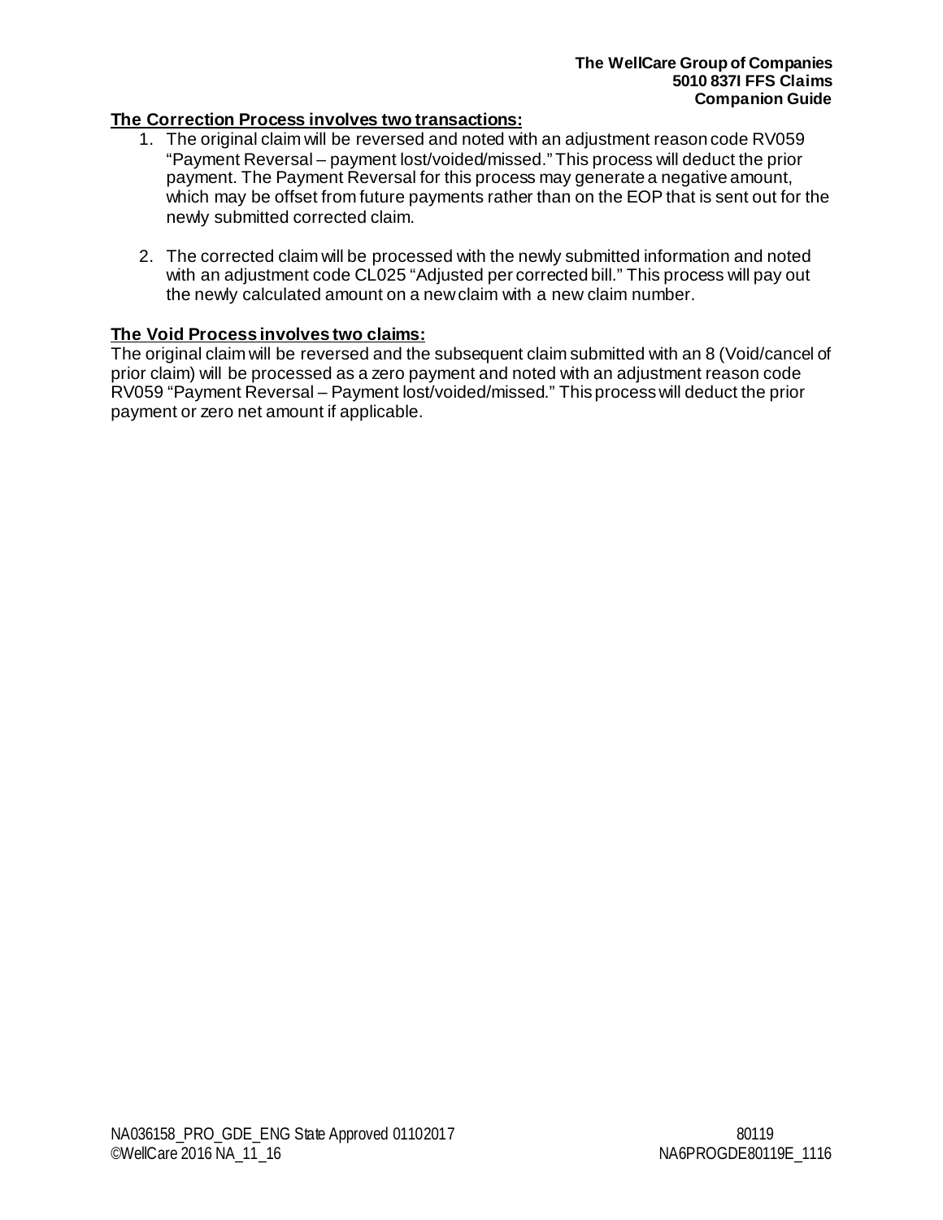**The Correction Process involves two transactions:**

1. The original claim will be reversed and noted with an adjustment reason code RV059 "Payment Reversal – payment lost/voided/missed." This process will deduct the prior payment. The Payment Reversal for this process may generate a negative amount, which may be offset from future payments rather than on the EOP that is sent out for the newly submitted corrected claim.

2. The corrected claim will be processed with the newly submitted information and noted with an adjustment code CL025 "Adjusted per corrected bill." This process will pay out the newly calculated amount on a new claim with a new claim number.

**The Void Process involves two claims:**

The original claim will be reversed and the subsequent claim submitted with an 8 (Void/cancel of prior claim) will be processed as a zero payment and noted with an adjustment reason code RV059 "Payment Reversal – Payment lost/voided/missed." This process will deduct the prior payment or zero net amount if applicable.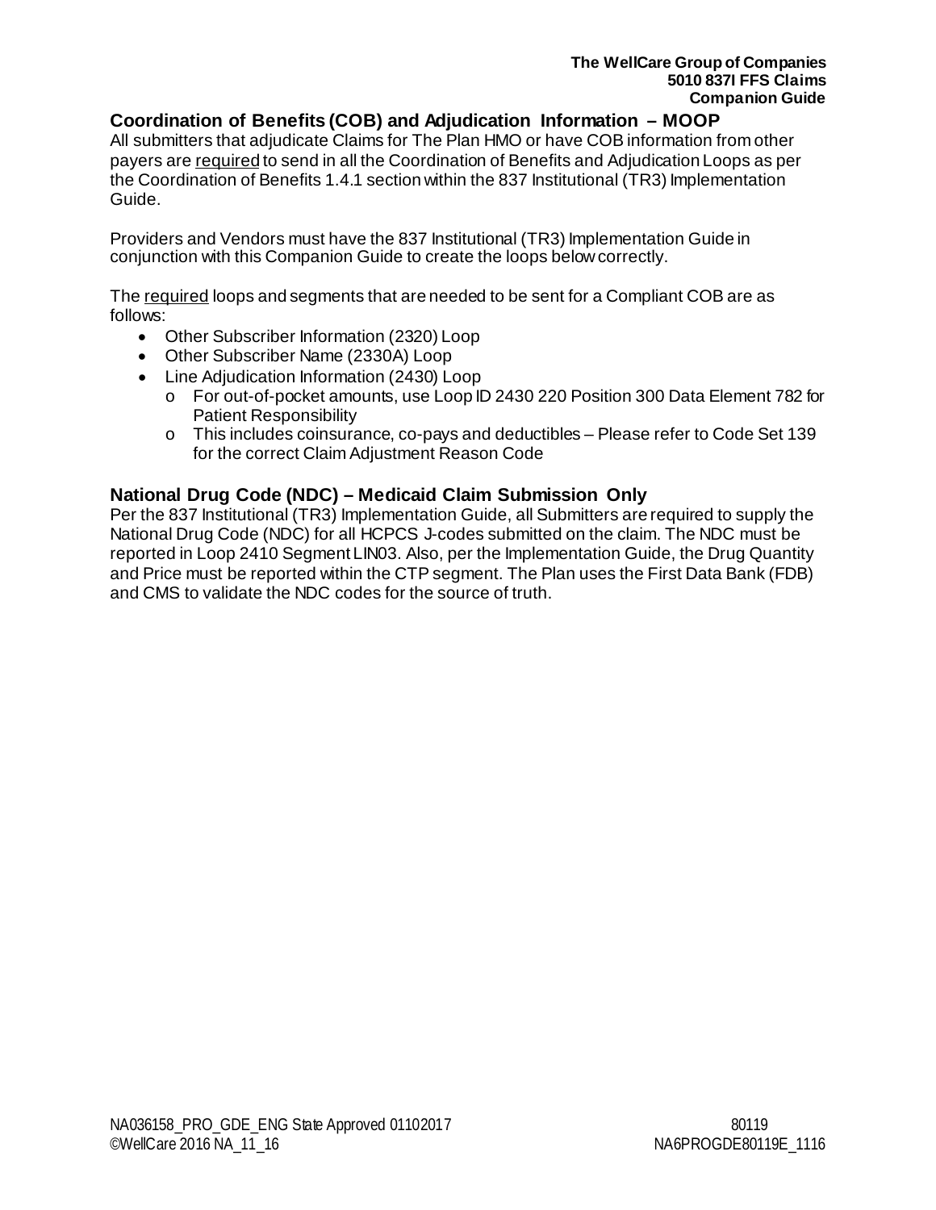## Coordination of Benefits (COB) and Adjudication Information – MOOP

All submitters that adjudicate Claims for The Plan HMO or have COB information from other payers are required to send in all the Coordination of Benefits and Adjudication Loops as per the Coordination of Benefits 1.4.1 section within the 837 Institutional (TR3) Implementation Guide.

Providers and Vendors must have the 837 Institutional (TR3) Implementation Guide in conjunction with this Companion Guide to create the loops below correctly.

The required loops and segments that are needed to be sent for a Compliant COB are as follows:

- Other Subscriber Information (2320) Loop
- Other Subscriber Name (2330A) Loop
- Line Adjudication Information (2430) Loop
  - For out-of-pocket amounts, use Loop ID 2430 220 Position 300 Data Element 782 for Patient Responsibility
  - This includes coinsurance, co-pays and deductibles – Please refer to Code Set 139 for the correct Claim Adjustment Reason Code

## National Drug Code (NDC) – Medicaid Claim Submission Only

Per the 837 Institutional (TR3) Implementation Guide, all Submitters are required to supply the National Drug Code (NDC) for all HCPCS J-codes submitted on the claim. The NDC must be reported in Loop 2410 Segment LIN03. Also, per the Implementation Guide, the Drug Quantity and Price must be reported within the CTP segment. The Plan uses the First Data Bank (FDB) and CMS to validate the NDC codes for the source of truth.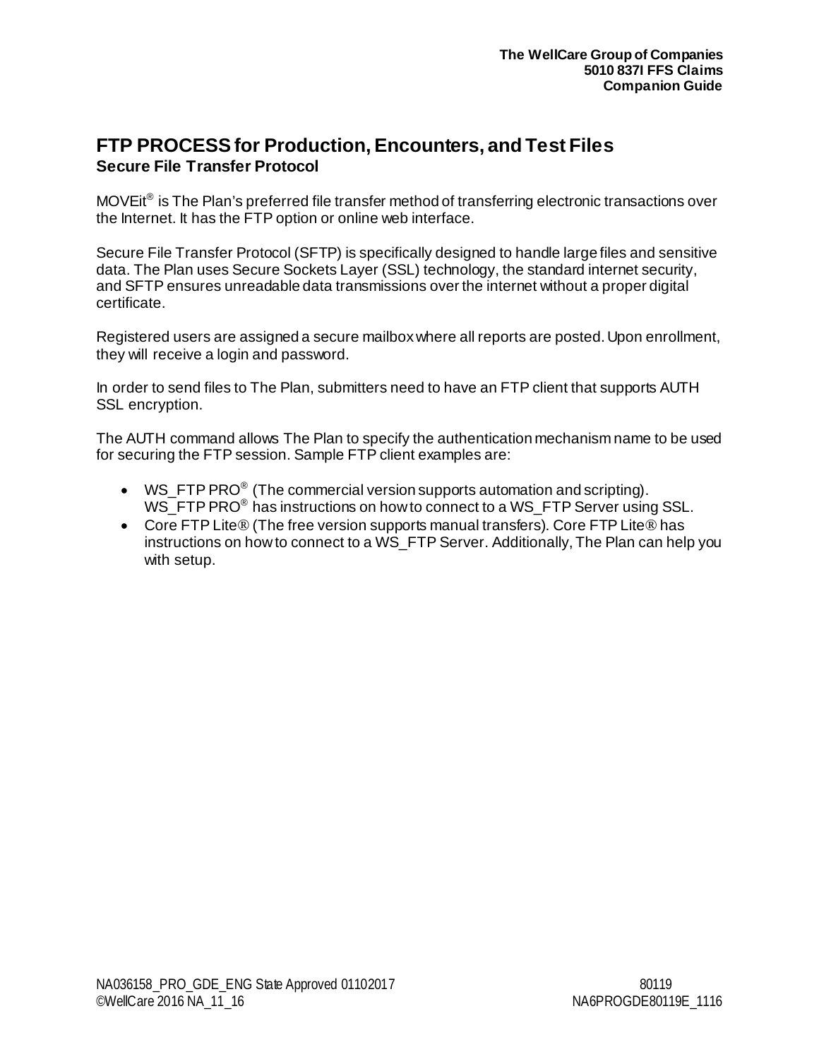## FTP PROCESS for Production, Encounters, and Test Files

### Secure File Transfer Protocol

MOVEit® is The Plan's preferred file transfer method of transferring electronic transactions over the Internet. It has the FTP option or online web interface.

Secure File Transfer Protocol (SFTP) is specifically designed to handle large files and sensitive data. The Plan uses Secure Sockets Layer (SSL) technology, the standard internet security, and SFTP ensures unreadable data transmissions over the internet without a proper digital certificate.

Registered users are assigned a secure mailbox where all reports are posted. Upon enrollment, they will receive a login and password.

In order to send files to The Plan, submitters need to have an FTP client that supports AUTH SSL encryption.

The AUTH command allows The Plan to specify the authentication mechanism name to be used for securing the FTP session. Sample FTP client examples are:

- WS_FTP PRO® (The commercial version supports automation and scripting). WS_FTP PRO® has instructions on how to connect to a WS_FTP Server using SSL.
- Core FTP Lite® (The free version supports manual transfers). Core FTP Lite® has instructions on how to connect to a WS_FTP Server. Additionally, The Plan can help you with setup.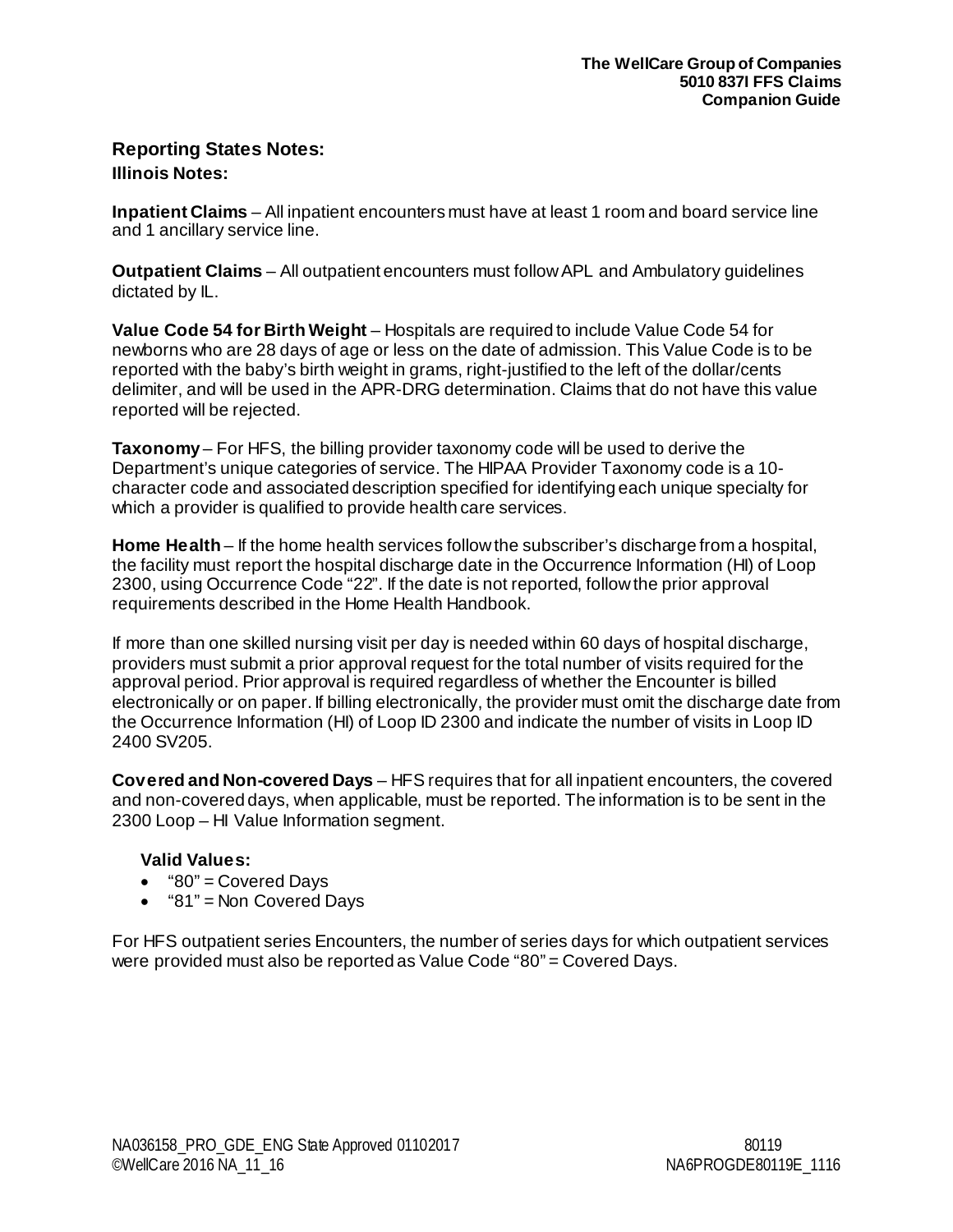## Reporting States Notes:

### Illinois Notes:

**Inpatient Claims** – All inpatient encounters must have at least 1 room and board service line and 1 ancillary service line.

**Outpatient Claims** – All outpatient encounters must follow APL and Ambulatory guidelines dictated by IL.

**Value Code 54 for Birth Weight** – Hospitals are required to include Value Code 54 for newborns who are 28 days of age or less on the date of admission. This Value Code is to be reported with the baby's birth weight in grams, right-justified to the left of the dollar/cents delimiter, and will be used in the APR-DRG determination. Claims that do not have this value reported will be rejected.

**Taxonomy** – For HFS, the billing provider taxonomy code will be used to derive the Department's unique categories of service. The HIPAA Provider Taxonomy code is a 10-character code and associated description specified for identifying each unique specialty for which a provider is qualified to provide health care services.

**Home Health** – If the home health services follow the subscriber's discharge from a hospital, the facility must report the hospital discharge date in the Occurrence Information (HI) of Loop 2300, using Occurrence Code "22". If the date is not reported, follow the prior approval requirements described in the Home Health Handbook.

If more than one skilled nursing visit per day is needed within 60 days of hospital discharge, providers must submit a prior approval request for the total number of visits required for the approval period. Prior approval is required regardless of whether the Encounter is billed electronically or on paper. If billing electronically, the provider must omit the discharge date from the Occurrence Information (HI) of Loop ID 2300 and indicate the number of visits in Loop ID 2400 SV205.

**Covered and Non-covered Days** – HFS requires that for all inpatient encounters, the covered and non-covered days, when applicable, must be reported. The information is to be sent in the 2300 Loop – HI Value Information segment.

**Valid Values:**

- "80" = Covered Days
- "81" = Non Covered Days

For HFS outpatient series Encounters, the number of series days for which outpatient services were provided must also be reported as Value Code "80" = Covered Days.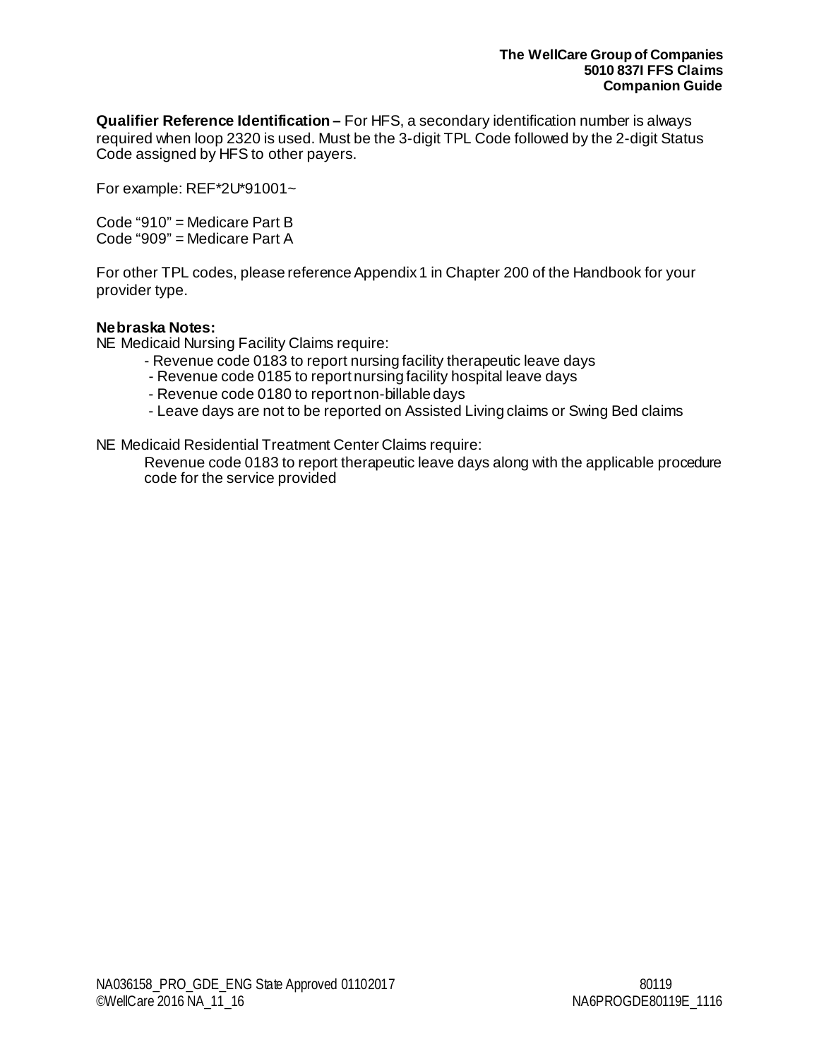**Qualifier Reference Identification –** For HFS, a secondary identification number is always required when loop 2320 is used. Must be the 3-digit TPL Code followed by the 2-digit Status Code assigned by HFS to other payers.

For example: REF*2U*91001~

Code "910" = Medicare Part B
Code "909" = Medicare Part A

For other TPL codes, please reference Appendix 1 in Chapter 200 of the Handbook for your provider type.

**Nebraska Notes:**

NE Medicaid Nursing Facility Claims require:

- Revenue code 0183 to report nursing facility therapeutic leave days
- Revenue code 0185 to report nursing facility hospital leave days
- Revenue code 0180 to report non-billable days
- Leave days are not to be reported on Assisted Living claims or Swing Bed claims

NE Medicaid Residential Treatment Center Claims require:

Revenue code 0183 to report therapeutic leave days along with the applicable procedure code for the service provided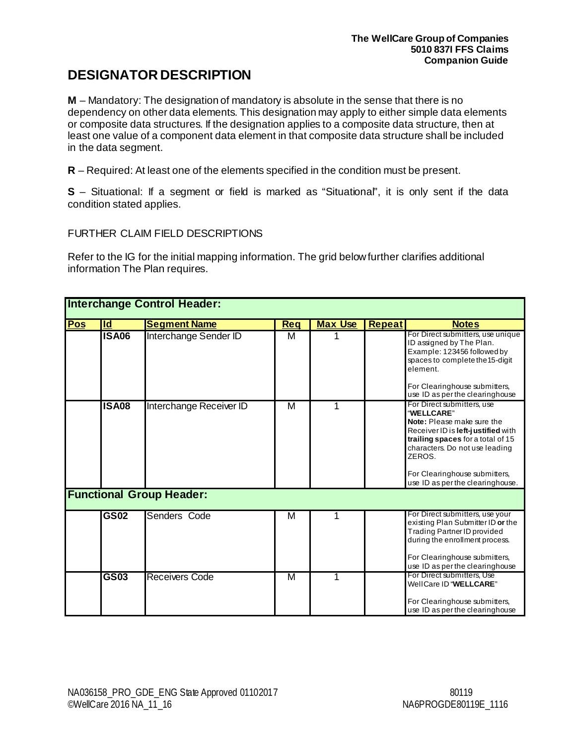# DESIGNATOR DESCRIPTION

**M** – Mandatory: The designation of mandatory is absolute in the sense that there is no dependency on other data elements. This designation may apply to either simple data elements or composite data structures. If the designation applies to a composite data structure, then at least one value of a component data element in that composite data structure shall be included in the data segment.

**R** – Required: At least one of the elements specified in the condition must be present.

**S** – Situational: If a segment or field is marked as "Situational", it is only sent if the data condition stated applies.

FURTHER CLAIM FIELD DESCRIPTIONS

Refer to the IG for the initial mapping information. The grid below further clarifies additional information The Plan requires.

| Pos | Id | Segment Name | Req | Max Use | Repeat | Notes |
|---|---|---|---|---|---|---|
| **Interchange Control Header:** | | | | | | |
| | **ISA06** | Interchange Sender ID | M | 1 | | For Direct submitters, use unique ID assigned by The Plan. Example: 123456 followed by spaces to complete the15-digit element.<br><br>For Clearinghouse submitters, use ID as per the clearinghouse |
| | **ISA08** | Interchange Receiver ID | M | 1 | | For Direct submitters, use "**WELLCARE**"<br>**Note:** Please make sure the Receiver ID is **left-justified** with **trailing spaces** for a total of 15 characters. Do not use leading ZEROS.<br><br>For Clearinghouse submitters, use ID as per the clearinghouse. |
| **Functional Group Header:** | | | | | | |
| | **GS02** | Senders Code | M | 1 | | For Direct submitters, use your existing Plan Submitter ID **or** the Trading Partner ID provided during the enrollment process.<br><br>For Clearinghouse submitters, use ID as per the clearinghouse |
| | **GS03** | Receivers Code | M | 1 | | For Direct submitters, Use WellCare ID "**WELLCARE**"<br><br>For Clearinghouse submitters, use ID as per the clearinghouse |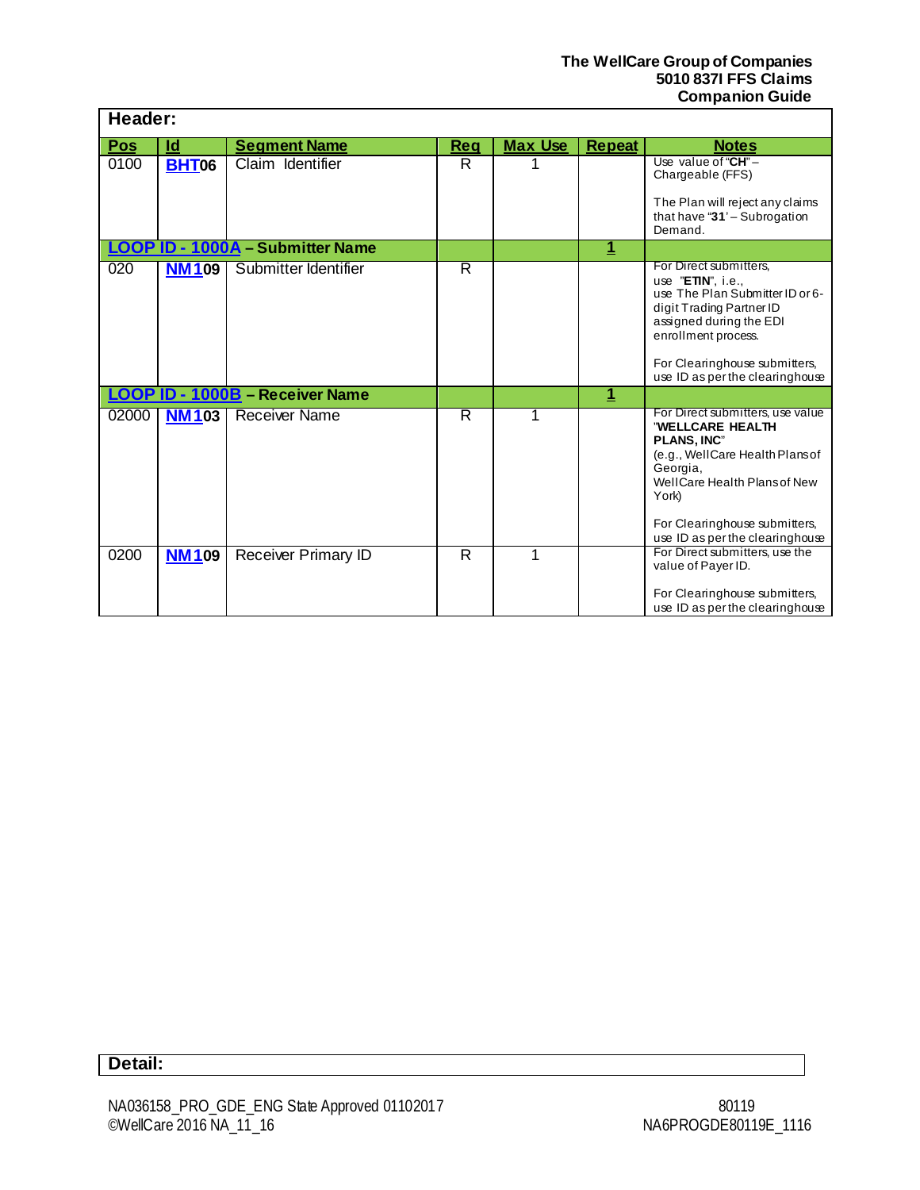**Header:**

| Pos | Id | Segment Name | Req | Max Use | Repeat | Notes |
|---|---|---|---|---|---|---|
| 0100 | **BHT06** | Claim Identifier | R | 1 | | Use value of "**CH**" – Chargeable (FFS)<br><br>The Plan will reject any claims that have "**31**' – Subrogation Demand. |
| **LOOP ID - 1000A – Submitter Name** | | | | | **1** | |
| 020 | **NM109** | Submitter Identifier | R | | | For Direct submitters, use "**ETIN**", i.e., use The Plan Submitter ID or 6-digit Trading Partner ID assigned during the EDI enrollment process.<br><br>For Clearinghouse submitters, use ID as per the clearinghouse |
| **LOOP ID - 1000B – Receiver Name** | | | | | **1** | |
| 02000 | **NM103** | Receiver Name | R | 1 | | For Direct submitters, use value "**WELLCARE HEALTH PLANS, INC**" (e.g., WellCare Health Plans of Georgia, WellCare Health Plans of New York)<br><br>For Clearinghouse submitters, use ID as per the clearinghouse |
| 0200 | **NM109** | Receiver Primary ID | R | 1 | | For Direct submitters, use the value of Payer ID.<br><br>For Clearinghouse submitters, use ID as per the clearinghouse |

**Detail:**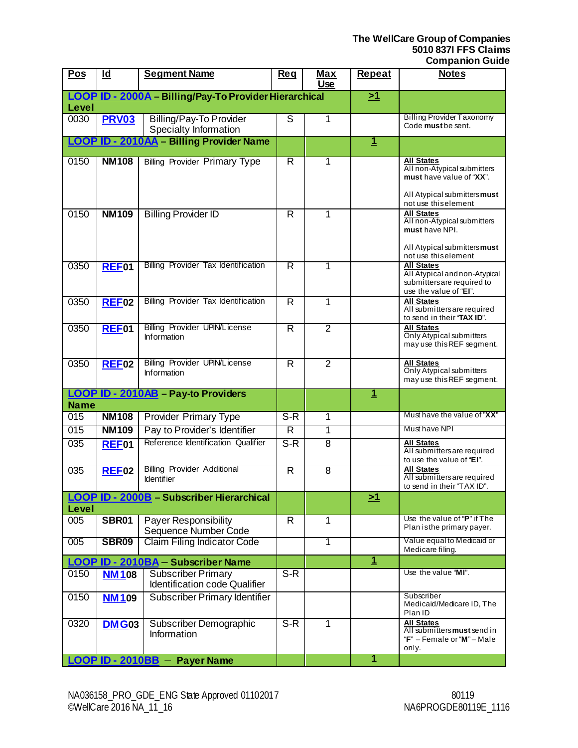| Pos | Id | Segment Name | Req | Max Use | Repeat | Notes |
|---|---|---|---|---|---|---|
| **LOOP ID - 2000A – Billing/Pay-To Provider Hierarchical Level** | | | | | **>1** | |
| 0030 | **PRV03** | Billing/Pay-To Provider Specialty Information | S | 1 | | Billing Provider Taxonomy Code **must** be sent. |
| **LOOP ID - 2010AA – Billing Provider Name** | | | | | **1** | |
| 0150 | **NM108** | Billing Provider Primary Type | R | 1 | | **All States** All non-Atypical submitters **must** have value of "**XX**". All Atypical submitters **must** not use this element |
| 0150 | **NM109** | Billing Provider ID | R | 1 | | **All States** All non-Atypical submitters **must** have NPI. All Atypical submitters **must** not use this element |
| 0350 | **REF01** | Billing Provider Tax Identification | R | 1 | | **All States** All Atypical and non-Atypical submitters are required to use the value of "**EI**". |
| 0350 | **REF02** | Billing Provider Tax Identification | R | 1 | | **All States** All submitters are required to send in their "**TAX ID**". |
| 0350 | **REF01** | Billing Provider UPIN/License Information | R | 2 | | **All States** Only Atypical submitters may use this REF segment. |
| 0350 | **REF02** | Billing Provider UPIN/License Information | R | 2 | | **All States** Only Atypical submitters may use this REF segment. |
| **LOOP ID - 2010AB – Pay-to Providers Name** | | | | | **1** | |
| 015 | **NM108** | Provider Primary Type | S-R | 1 | | Must have the value of "**XX**" |
| 015 | **NM109** | Pay to Provider's Identifier | R | 1 | | Must have NPI |
| 035 | **REF01** | Reference Identification Qualifier | S-R | 8 | | **All States** All submitters are required to use the value of "**EI**". |
| 035 | **REF02** | Billing Provider Additional Identifier | R | 8 | | **All States** All submitters are required to send in their "TAX ID". |
| **LOOP ID - 2000B – Subscriber Hierarchical Level** | | | | | **>1** | |
| 005 | **SBR01** | Payer Responsibility Sequence Number Code | R | 1 | | Use the value of "**P**" if The Plan is the primary payer. |
| 005 | **SBR09** | Claim Filing Indicator Code | | 1 | | Value equal to Medicaid or Medicare filing. |
| **LOOP ID - 2010BA – Subscriber Name** | | | | | **1** | |
| 0150 | **NM108** | Subscriber Primary Identification code Qualifier | S-R | | | Use the value "**MI**". |
| 0150 | **NM109** | Subscriber Primary Identifier | | | | Subscriber Medicaid/Medicare ID, The Plan ID |
| 0320 | **DMG03** | Subscriber Demographic Information | S-R | 1 | | **All States** All submitters **must** send in "**F**" – Female or "**M**" – Male only. |
| **LOOP ID - 2010BB – Payer Name** | | | | | **1** | |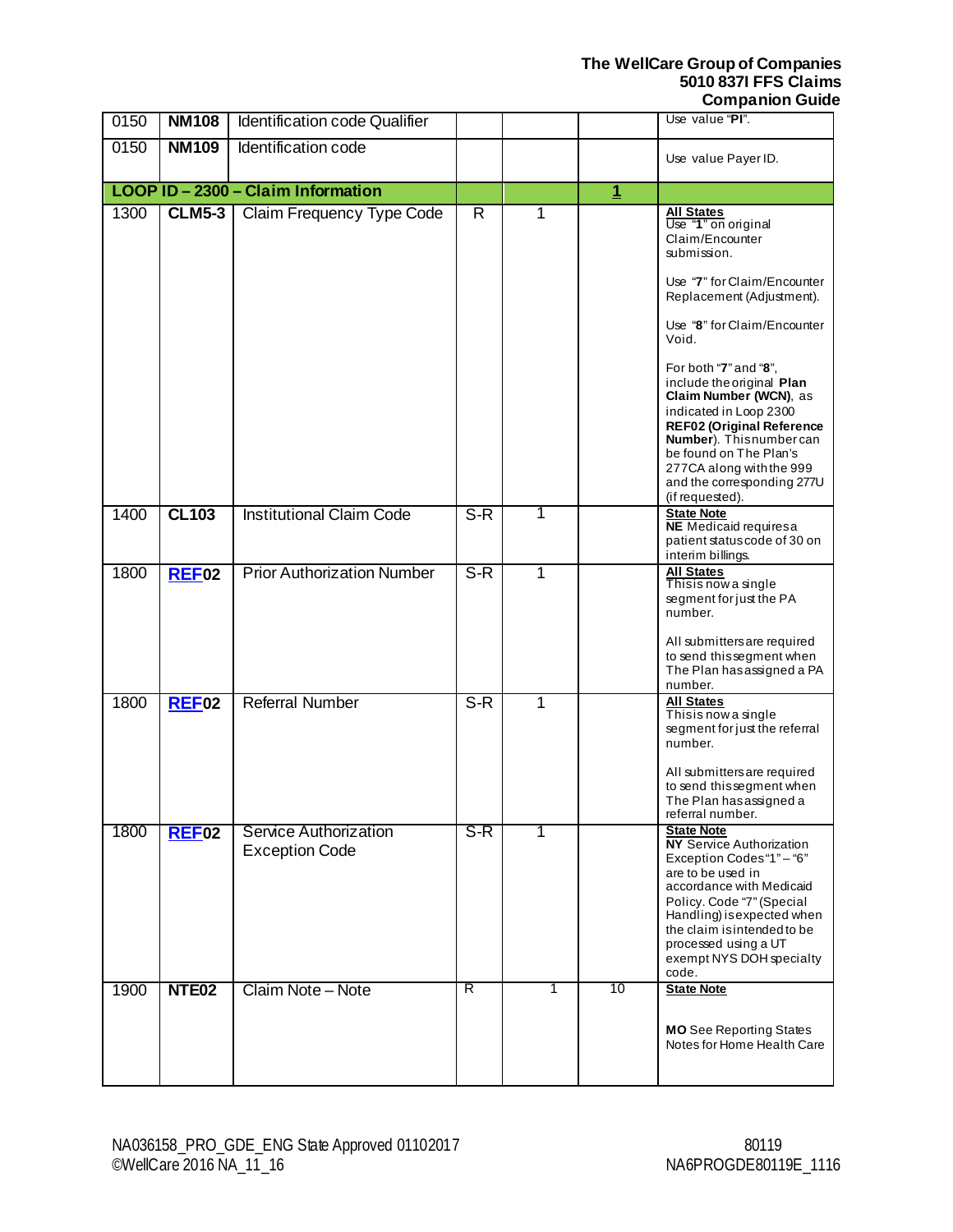| | | | | | | |
|---|---|---|---|---|---|---|
| 0150 | **NM108** | Identification code Qualifier | | | | Use value "**PI**". |
| 0150 | **NM109** | Identification code | | | | Use value Payer ID. |
| **LOOP ID – 2300 – Claim Information** | | | | | **1** | |
| 1300 | **CLM5-3** | Claim Frequency Type Code | R | 1 | | **All States** Use "**1**" on original Claim/Encounter submission. Use "**7**" for Claim/Encounter Replacement (Adjustment). Use "**8**" for Claim/Encounter Void. For both "**7**" and "**8**", include the original **Plan Claim Number (WCN)**, as indicated in Loop 2300 **REF02 (Original Reference Number**). This number can be found on The Plan's 277CA along with the 999 and the corresponding 277U (if requested). |
| 1400 | **CL103** | Institutional Claim Code | S-R | 1 | | **State Note** **NE** Medicaid requires a patient status code of 30 on interim billings. |
| 1800 | **REF02** | Prior Authorization Number | S-R | 1 | | **All States** This is now a single segment for just the PA number. All submitters are required to send this segment when The Plan has assigned a PA number. |
| 1800 | **REF02** | Referral Number | S-R | 1 | | **All States** This is now a single segment for just the referral number. All submitters are required to send this segment when The Plan has assigned a referral number. |
| 1800 | **REF02** | Service Authorization Exception Code | S-R | 1 | | **State Note** **NY** Service Authorization Exception Codes "1" – "6" are to be used in accordance with Medicaid Policy. Code "7" (Special Handling) is expected when the claim is intended to be processed using a UT exempt NYS DOH specialty code. |
| 1900 | **NTE02** | Claim Note – Note | R | 1 | 10 | **State Note** **MO** See Reporting States Notes for Home Health Care |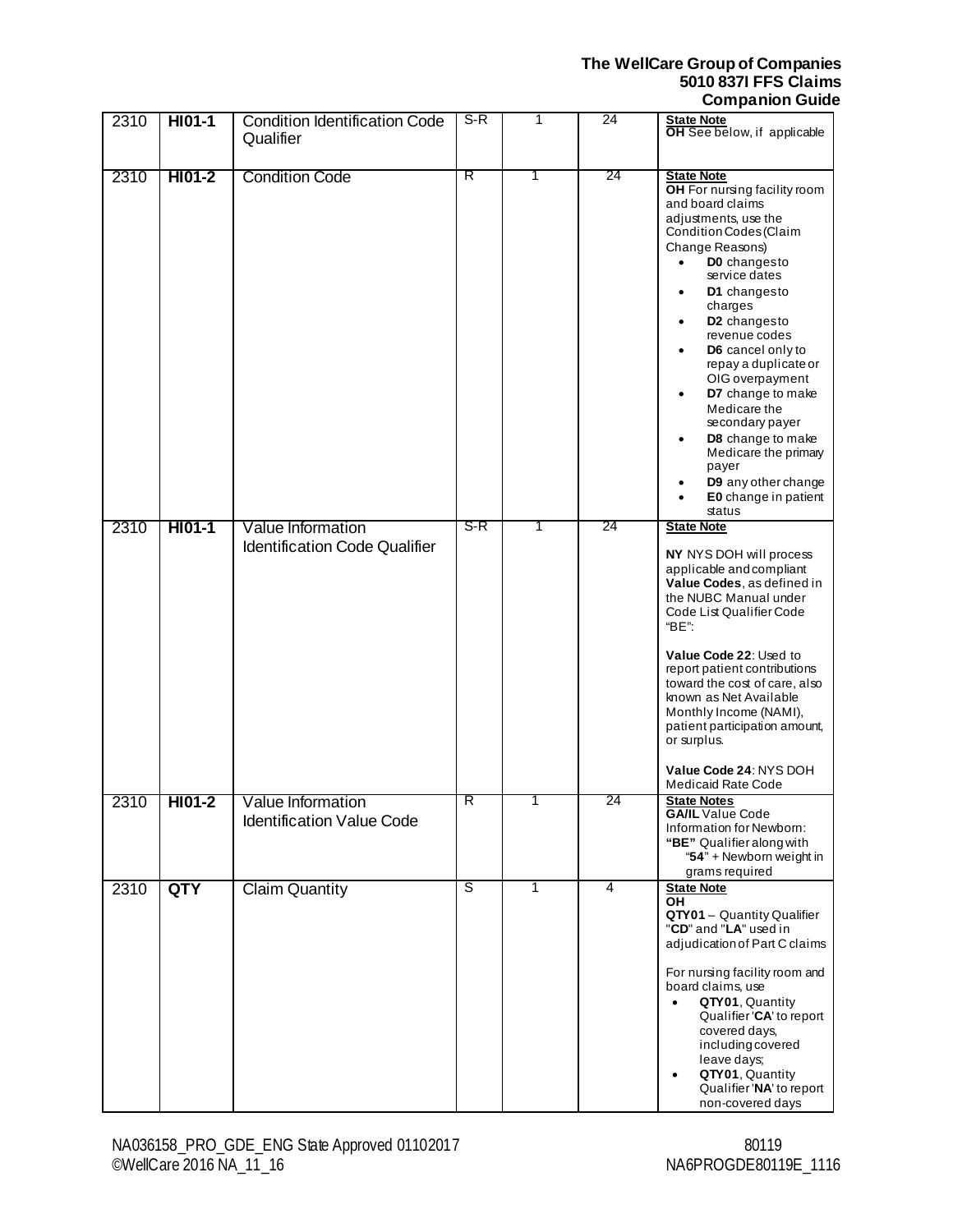| 2310 | **HI01-1** | Condition Identification Code Qualifier | S-R | 1 | 24 | **State Note**<br>**OH** See below, if applicable |
|---|---|---|---|---|---|---|
| 2310 | **HI01-2** | Condition Code | R | 1 | 24 | **State Note**<br>**OH** For nursing facility room and board claims adjustments, use the Condition Codes (Claim Change Reasons)<br>• **D0** changes to service dates<br>• **D1** changes to charges<br>• **D2** changes to revenue codes<br>• **D6** cancel only to repay a duplicate or OIG overpayment<br>• **D7** change to make Medicare the secondary payer<br>• **D8** change to make Medicare the primary payer<br>• **D9** any other change<br>• **E0** change in patient status |
| 2310 | **HI01-1** | Value Information Identification Code Qualifier | S-R | 1 | 24 | **State Note**<br><br>**NY** NYS DOH will process applicable and compliant **Value Codes**, as defined in the NUBC Manual under Code List Qualifier Code "BE":<br><br>**Value Code 22**: Used to report patient contributions toward the cost of care, also known as Net Available Monthly Income (NAMI), patient participation amount, or surplus.<br><br>**Value Code 24**: NYS DOH Medicaid Rate Code |
| 2310 | **HI01-2** | Value Information Identification Value Code | R | 1 | 24 | **State Notes**<br>**GA/IL** Value Code Information for Newborn: **"BE"** Qualifier along with "**54**" + Newborn weight in grams required |
| 2310 | **QTY** | Claim Quantity | S | 1 | 4 | **State Note**<br>**OH**<br>**QTY01** – Quantity Qualifier "**CD**" and "**LA**" used in adjudication of Part C claims<br><br>For nursing facility room and board claims, use<br>• **QTY01**, Quantity Qualifier '**CA**' to report covered days, including covered leave days;<br>• **QTY01**, Quantity Qualifier '**NA**' to report non-covered days |

NA036158_PRO_GDE_ENG State Approved 01102017
©WellCare 2016 NA_11_16

80119
NA6PROGDE80119E_1116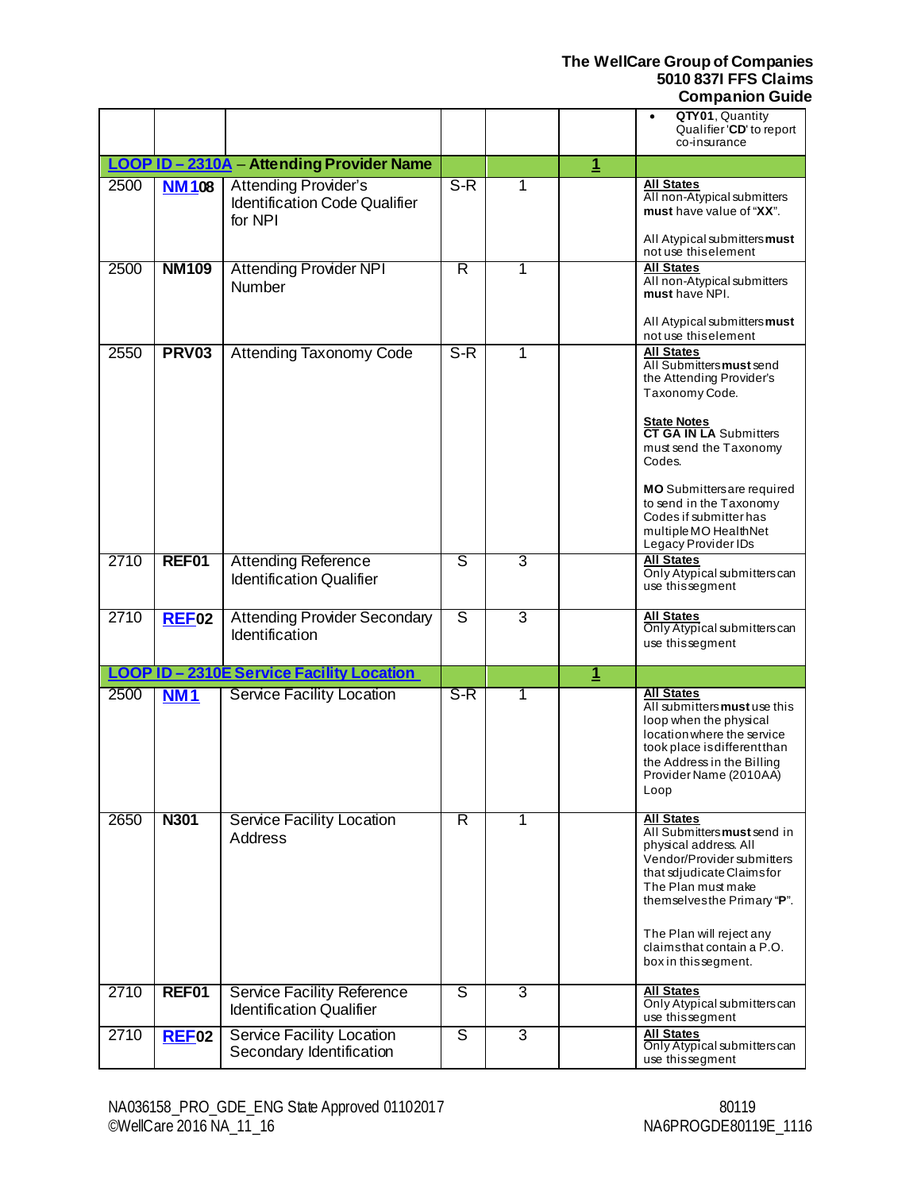| | | | | | | |
|---|---|---|---|---|---|---|
| | | | | | | • **QTY01**, Quantity Qualifier '**CD**' to report co-insurance |
| **LOOP ID – 2310A** – **Attending Provider Name** | | | | | **1** | |
| 2500 | **NM108** | Attending Provider's Identification Code Qualifier for NPI | S-R | 1 | | **All States** All non-Atypical submitters **must** have value of "**XX**".<br><br>All Atypical submitters **must** not use this element |
| 2500 | **NM109** | Attending Provider NPI Number | R | 1 | | **All States** All non-Atypical submitters **must** have NPI.<br><br>All Atypical submitters **must** not use this element |
| 2550 | **PRV03** | Attending Taxonomy Code | S-R | 1 | | **All States** All Submitters **must** send the Attending Provider's Taxonomy Code.<br><br>**State Notes** **CT GA IN LA** Submitters must send the Taxonomy Codes.<br><br>**MO** Submitters are required to send in the Taxonomy Codes if submitter has multiple MO HealthNet Legacy Provider IDs |
| 2710 | **REF01** | Attending Reference Identification Qualifier | S | 3 | | **All States** Only Atypical submitters can use this segment |
| 2710 | **REF02** | Attending Provider Secondary Identification | S | 3 | | **All States** Only Atypical submitters can use this segment |
| **LOOP ID – 2310E Service Facility Location** | | | | | **1** | |
| 2500 | **NM1** | Service Facility Location | S-R | 1 | | **All States** All submitters **must** use this loop when the physical location where the service took place is different than the Address in the Billing Provider Name (2010AA) Loop |
| 2650 | **N301** | Service Facility Location Address | R | 1 | | **All States** All Submitters **must** send in physical address. All Vendor/Provider submitters that sdjudicate Claims for The Plan must make themselves the Primary "**P**".<br><br>The Plan will reject any claims that contain a P.O. box in this segment. |
| 2710 | **REF01** | Service Facility Reference Identification Qualifier | S | 3 | | **All States** Only Atypical submitters can use this segment |
| 2710 | **REF02** | Service Facility Location Secondary Identification | S | 3 | | **All States** Only Atypical submitters can use this segment |

NA036158_PRO_GDE_ENG State Approved 01102017
©WellCare 2016 NA_11_16

80119
NA6PROGDE80119E_1116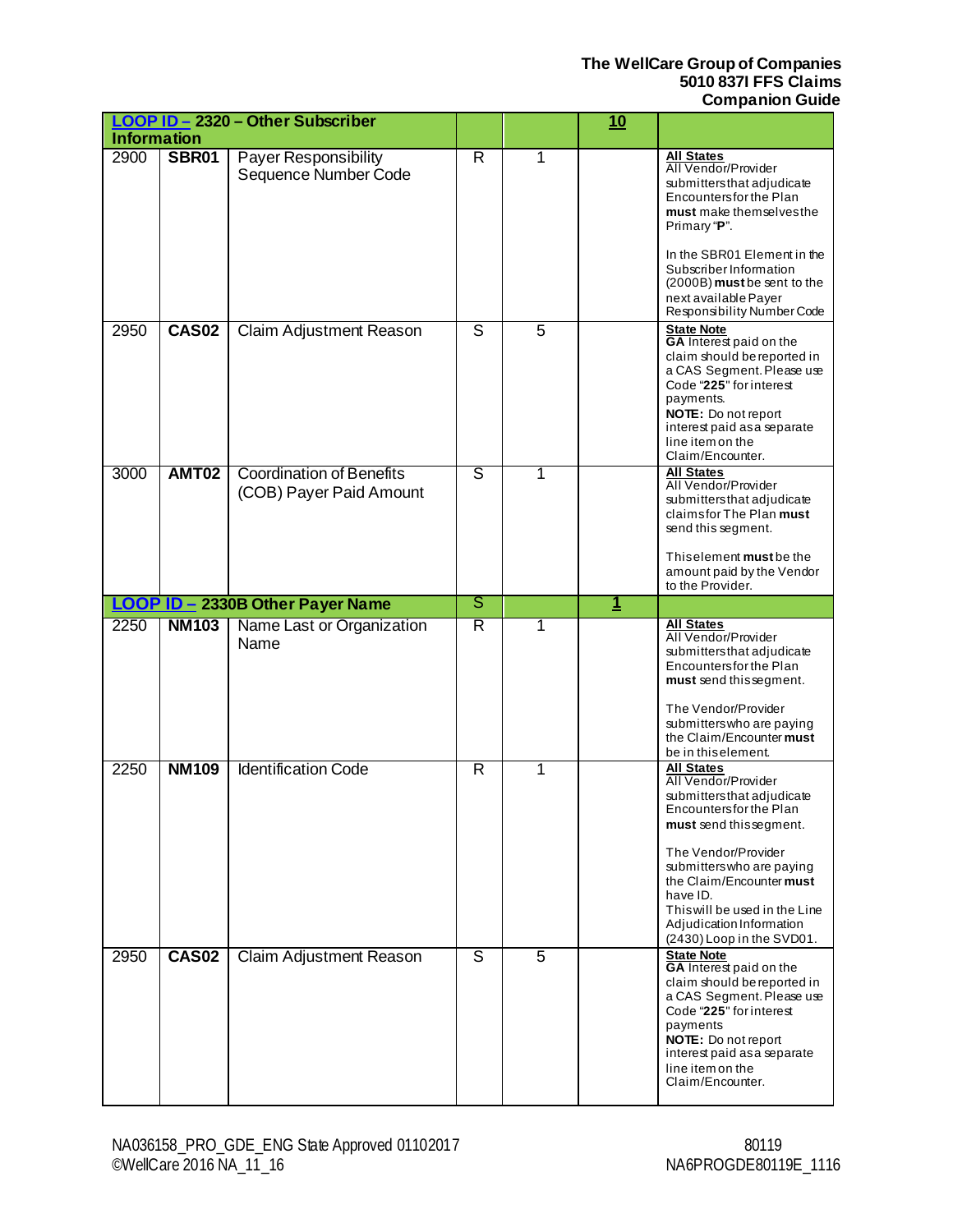| LOOP ID – 2320 – Other Subscriber Information | | | | | 10 | |
|---|---|---|---|---|---|---|
| 2900 | **SBR01** | Payer Responsibility Sequence Number Code | R | 1 | | **All States**<br>All Vendor/Provider submitters that adjudicate Encounters for the Plan **must** make themselves the Primary "**P**".<br><br>In the SBR01 Element in the Subscriber Information (2000B) **must** be sent to the next available Payer Responsibility Number Code |
| 2950 | **CAS02** | Claim Adjustment Reason | S | 5 | | **State Note**<br>**GA** Interest paid on the claim should be reported in a CAS Segment. Please use Code "**225**" for interest payments.<br>**NOTE:** Do not report interest paid as a separate line item on the Claim/Encounter. |
| 3000 | **AMT02** | Coordination of Benefits (COB) Payer Paid Amount | S | 1 | | **All States**<br>All Vendor/Provider submitters that adjudicate claims for The Plan **must** send this segment.<br><br>This element **must** be the amount paid by the Vendor to the Provider. |
| **LOOP ID – 2330B Other Payer Name** | | | S | | **1** | |
| 2250 | **NM103** | Name Last or Organization Name | R | 1 | | **All States**<br>All Vendor/Provider submitters that adjudicate Encounters for the Plan **must** send this segment.<br><br>The Vendor/Provider submitters who are paying the Claim/Encounter **must** be in this element. |
| 2250 | **NM109** | Identification Code | R | 1 | | **All States**<br>All Vendor/Provider submitters that adjudicate Encounters for the Plan **must** send this segment.<br><br>The Vendor/Provider submitters who are paying the Claim/Encounter **must** have ID.<br>This will be used in the Line Adjudication Information (2430) Loop in the SVD01. |
| 2950 | **CAS02** | Claim Adjustment Reason | S | 5 | | **State Note**<br>**GA** Interest paid on the claim should be reported in a CAS Segment. Please use Code "**225**" for interest payments<br>**NOTE:** Do not report interest paid as a separate line item on the Claim/Encounter. |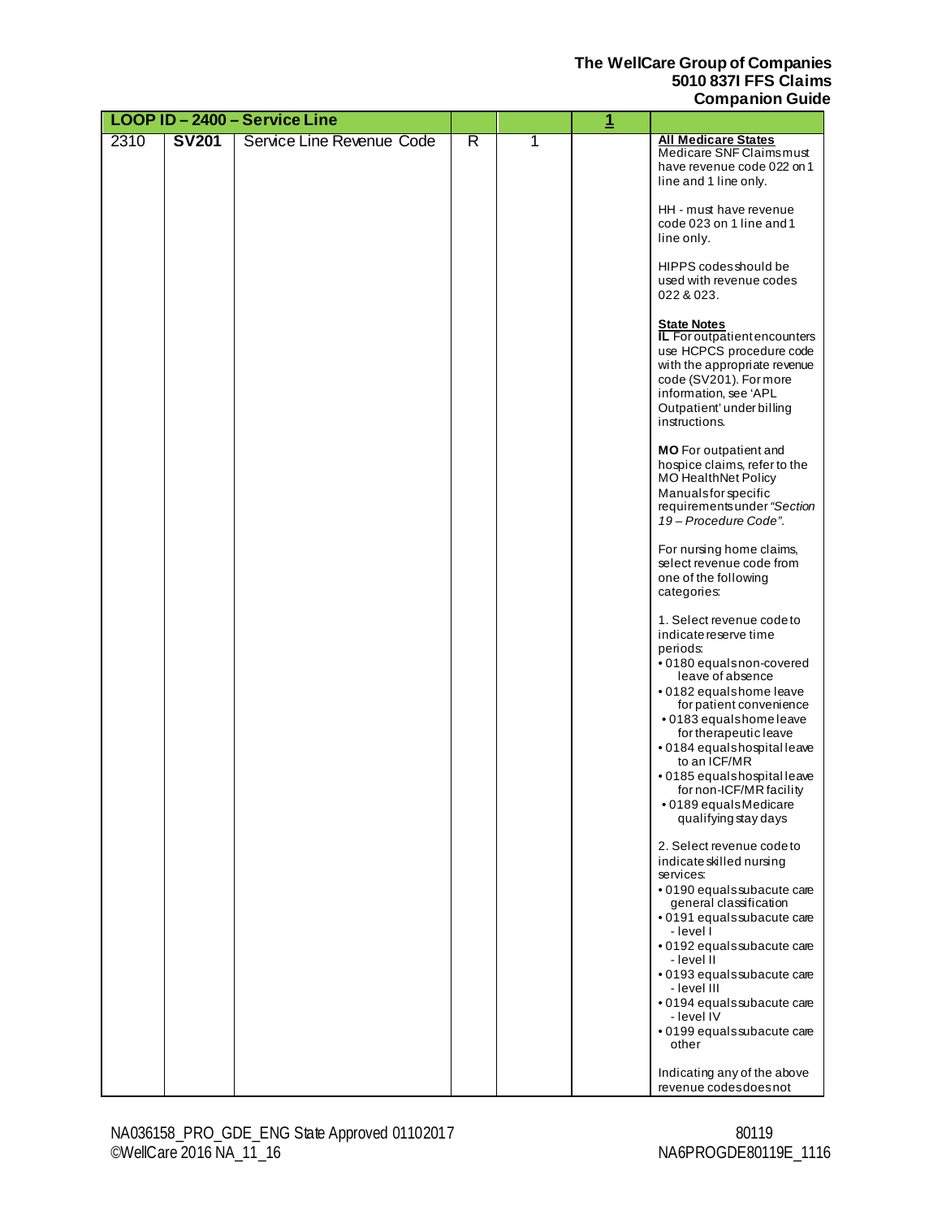| LOOP ID – 2400 – Service Line | | | | | 1 | |
|---|---|---|---|---|---|---|
| 2310 | **SV201** | Service Line Revenue Code | R | 1 | | **All Medicare States**<br>Medicare SNF Claims must have revenue code 022 on 1 line and 1 line only.<br><br>HH - must have revenue code 023 on 1 line and 1 line only.<br><br>HIPPS codes should be used with revenue codes 022 & 023.<br><br>**State Notes**<br>**IL** For outpatient encounters use HCPCS procedure code with the appropriate revenue code (SV201). For more information, see 'APL Outpatient' under billing instructions.<br><br>**MO** For outpatient and hospice claims, refer to the MO HealthNet Policy Manuals for specific requirements under *"Section 19 – Procedure Code"*.<br><br>For nursing home claims, select revenue code from one of the following categories:<br><br>1. Select revenue code to indicate reserve time periods:<br>• 0180 equals non-covered leave of absence<br>• 0182 equals home leave for patient convenience<br>• 0183 equals home leave for therapeutic leave<br>• 0184 equals hospital leave to an ICF/MR<br>• 0185 equals hospital leave for non-ICF/MR facility<br>• 0189 equals Medicare qualifying stay days<br><br>2. Select revenue code to indicate skilled nursing services:<br>• 0190 equals subacute care general classification<br>• 0191 equals subacute care - level I<br>• 0192 equals subacute care - level II<br>• 0193 equals subacute care - level III<br>• 0194 equals subacute care - level IV<br>• 0199 equals subacute care other<br><br>Indicating any of the above revenue codes does not |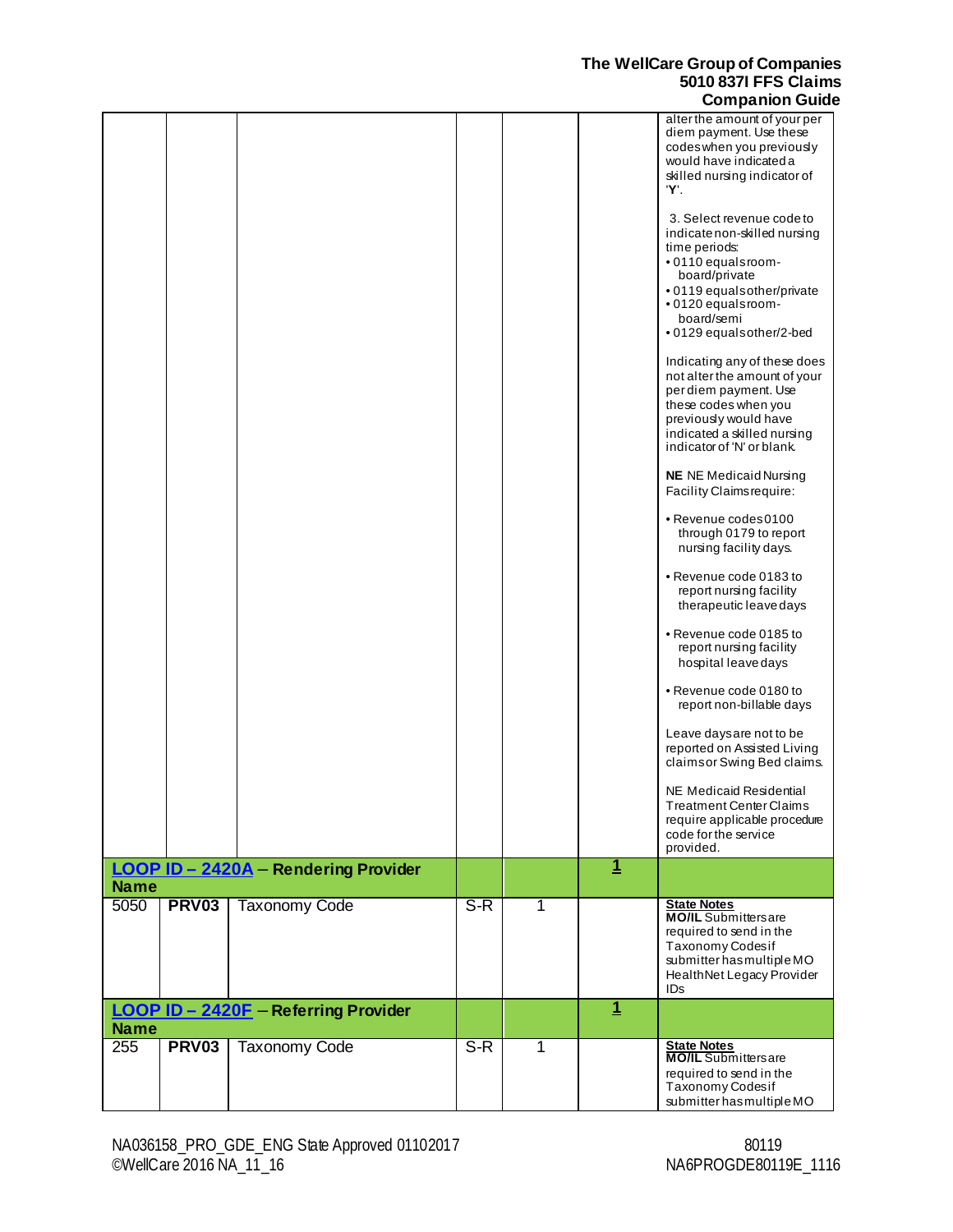| | | | | | | |
|---|---|---|---|---|---|---|
| | | | | | | alter the amount of your per diem payment. Use these codes when you previously would have indicated a skilled nursing indicator of '**Y**'.<br><br>3. Select revenue code to indicate non-skilled nursing time periods:<br>• 0110 equals room-board/private<br>• 0119 equals other/private<br>• 0120 equals room-board/semi<br>• 0129 equals other/2-bed<br><br>Indicating any of these does not alter the amount of your per diem payment. Use these codes when you previously would have indicated a skilled nursing indicator of 'N' or blank.<br><br>**NE** NE Medicaid Nursing Facility Claims require:<br><br>• Revenue codes 0100 through 0179 to report nursing facility days.<br><br>• Revenue code 0183 to report nursing facility therapeutic leave days<br><br>• Revenue code 0185 to report nursing facility hospital leave days<br><br>• Revenue code 0180 to report non-billable days<br><br>Leave days are not to be reported on Assisted Living claims or Swing Bed claims.<br><br>NE Medicaid Residential Treatment Center Claims require applicable procedure code for the service provided. |
| **LOOP ID – 2420A – Rendering Provider Name** | | | | | **1** | |
| 5050 | **PRV03** | Taxonomy Code | S-R | 1 | | **State Notes**<br>**MO/IL** Submitters are required to send in the Taxonomy Codes if submitter has multiple MO HealthNet Legacy Provider IDs |
| **LOOP ID – 2420F – Referring Provider Name** | | | | | **1** | |
| 255 | **PRV03** | Taxonomy Code | S-R | 1 | | **State Notes**<br>**MO/IL** Submitters are required to send in the Taxonomy Codes if submitter has multiple MO |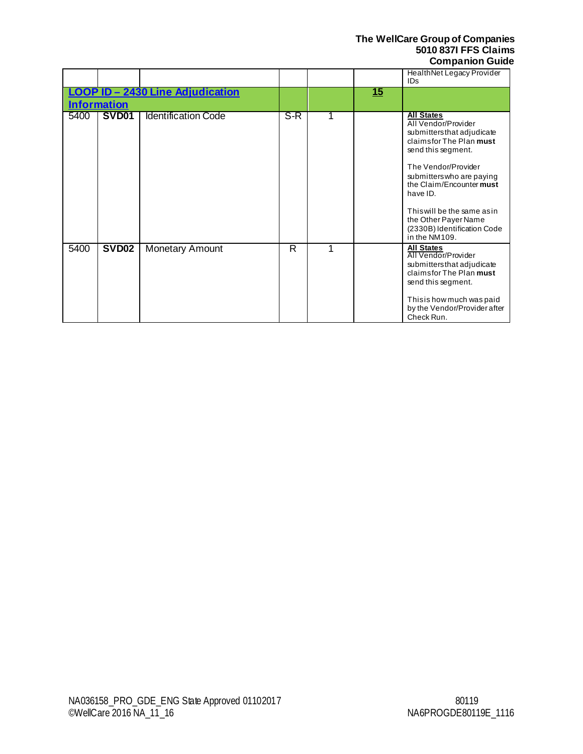| | | | | | | HealthNet Legacy Provider IDs |
|---|---|---|---|---|---|---|
| **LOOP ID – 2430 Line Adjudication Information** | | | | | **15** | |
| 5400 | **SVD01** | Identification Code | S-R | 1 | | **All States**<br>All Vendor/Provider submitters that adjudicate claims for The Plan **must** send this segment.<br><br>The Vendor/Provider submitters who are paying the Claim/Encounter **must** have ID.<br><br>This will be the same as in the Other Payer Name (2330B) Identification Code in the NM109. |
| 5400 | **SVD02** | Monetary Amount | R | 1 | | **All States**<br>All Vendor/Provider submitters that adjudicate claims for The Plan **must** send this segment.<br><br>This is how much was paid by the Vendor/Provider after Check Run. |

NA036158_PRO_GDE_ENG State Approved 01102017
©WellCare 2016 NA_11_16

80119
NA6PROGDE80119E_1116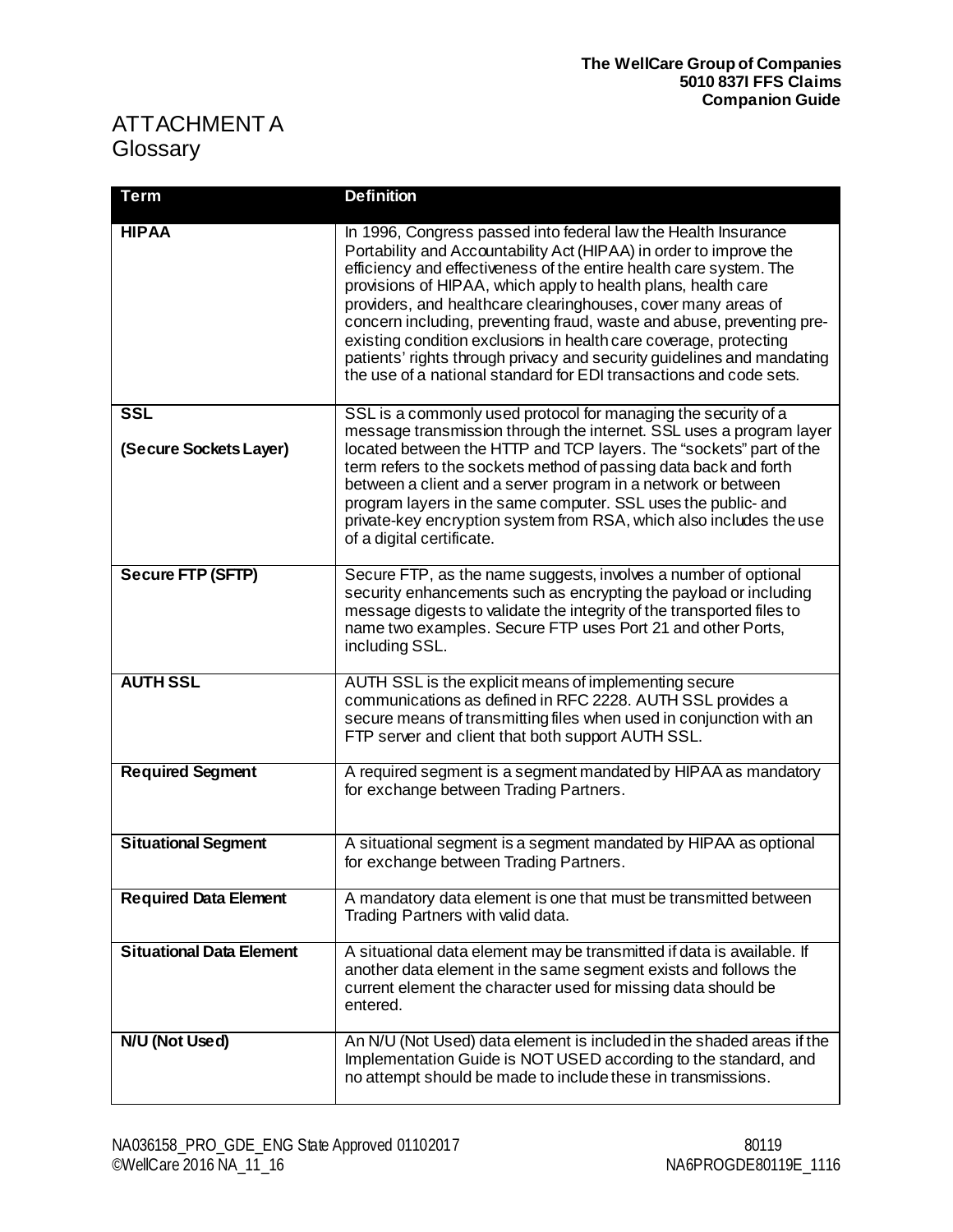# ATTACHMENT A
## Glossary

| Term | Definition |
|---|---|
| **HIPAA** | In 1996, Congress passed into federal law the Health Insurance Portability and Accountability Act (HIPAA) in order to improve the efficiency and effectiveness of the entire health care system. The provisions of HIPAA, which apply to health plans, health care providers, and healthcare clearinghouses, cover many areas of concern including, preventing fraud, waste and abuse, preventing pre-existing condition exclusions in health care coverage, protecting patients' rights through privacy and security guidelines and mandating the use of a national standard for EDI transactions and code sets. |
| **SSL** **(Secure Sockets Layer)** | SSL is a commonly used protocol for managing the security of a message transmission through the internet. SSL uses a program layer located between the HTTP and TCP layers. The "sockets" part of the term refers to the sockets method of passing data back and forth between a client and a server program in a network or between program layers in the same computer. SSL uses the public- and private-key encryption system from RSA, which also includes the use of a digital certificate. |
| **Secure FTP (SFTP)** | Secure FTP, as the name suggests, involves a number of optional security enhancements such as encrypting the payload or including message digests to validate the integrity of the transported files to name two examples. Secure FTP uses Port 21 and other Ports, including SSL. |
| **AUTH SSL** | AUTH SSL is the explicit means of implementing secure communications as defined in RFC 2228. AUTH SSL provides a secure means of transmitting files when used in conjunction with an FTP server and client that both support AUTH SSL. |
| **Required Segment** | A required segment is a segment mandated by HIPAA as mandatory for exchange between Trading Partners. |
| **Situational Segment** | A situational segment is a segment mandated by HIPAA as optional for exchange between Trading Partners. |
| **Required Data Element** | A mandatory data element is one that must be transmitted between Trading Partners with valid data. |
| **Situational Data Element** | A situational data element may be transmitted if data is available. If another data element in the same segment exists and follows the current element the character used for missing data should be entered. |
| **N/U (Not Used)** | An N/U (Not Used) data element is included in the shaded areas if the Implementation Guide is NOT USED according to the standard, and no attempt should be made to include these in transmissions. |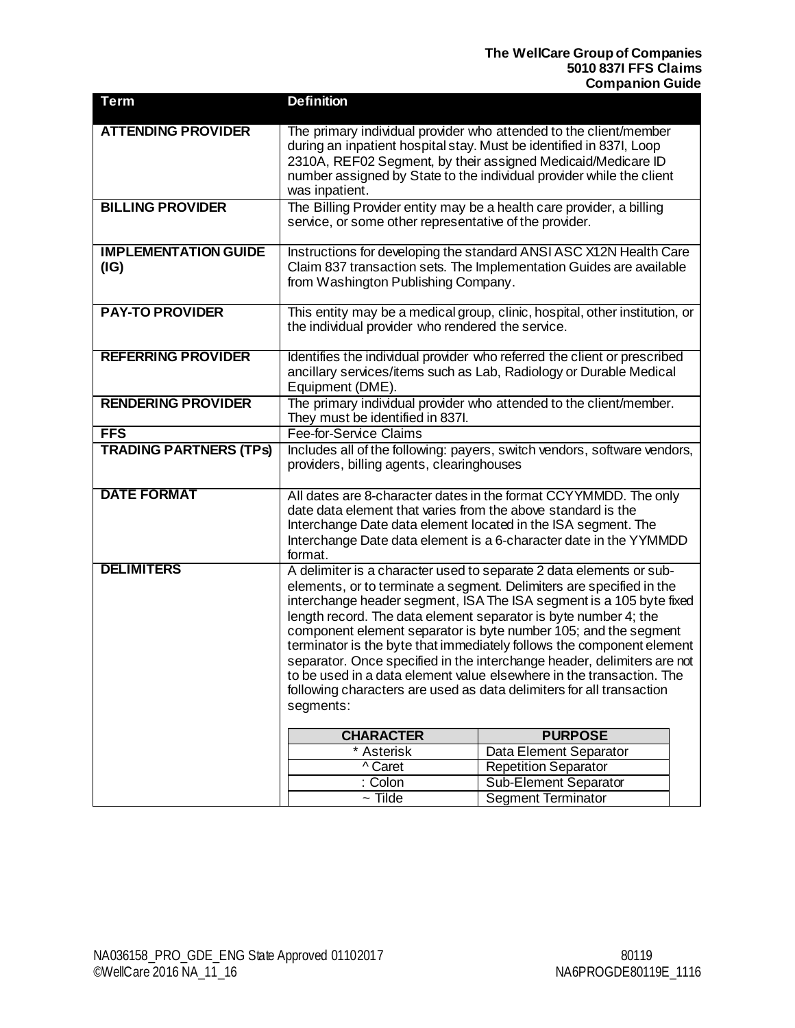| Term | Definition |
| --- | --- |
| **ATTENDING PROVIDER** | The primary individual provider who attended to the client/member during an inpatient hospital stay. Must be identified in 837I, Loop 2310A, REF02 Segment, by their assigned Medicaid/Medicare ID number assigned by State to the individual provider while the client was inpatient. |
| **BILLING PROVIDER** | The Billing Provider entity may be a health care provider, a billing service, or some other representative of the provider. |
| **IMPLEMENTATION GUIDE (IG)** | Instructions for developing the standard ANSI ASC X12N Health Care Claim 837 transaction sets. The Implementation Guides are available from Washington Publishing Company. |
| **PAY-TO PROVIDER** | This entity may be a medical group, clinic, hospital, other institution, or the individual provider who rendered the service. |
| **REFERRING PROVIDER** | Identifies the individual provider who referred the client or prescribed ancillary services/items such as Lab, Radiology or Durable Medical Equipment (DME). |
| **RENDERING PROVIDER** | The primary individual provider who attended to the client/member. They must be identified in 837I. |
| **FFS** | Fee-for-Service Claims |
| **TRADING PARTNERS (TPs)** | Includes all of the following: payers, switch vendors, software vendors, providers, billing agents, clearinghouses |
| **DATE FORMAT** | All dates are 8-character dates in the format CCYYMMDD. The only date data element that varies from the above standard is the Interchange Date data element located in the ISA segment. The Interchange Date data element is a 6-character date in the YYMMDD format. |
| **DELIMITERS** | A delimiter is a character used to separate 2 data elements or sub-elements, or to terminate a segment. Delimiters are specified in the interchange header segment, ISA The ISA segment is a 105 byte fixed length record. The data element separator is byte number 4; the component element separator is byte number 105; and the segment terminator is the byte that immediately follows the component element separator. Once specified in the interchange header, delimiters are not to be used in a data element value elsewhere in the transaction. The following characters are used as data delimiters for all transaction segments: |

| CHARACTER | PURPOSE |
| --- | --- |
| * Asterisk | Data Element Separator |
| ^ Caret | Repetition Separator |
| : Colon | Sub-Element Separator |
| ~ Tilde | Segment Terminator |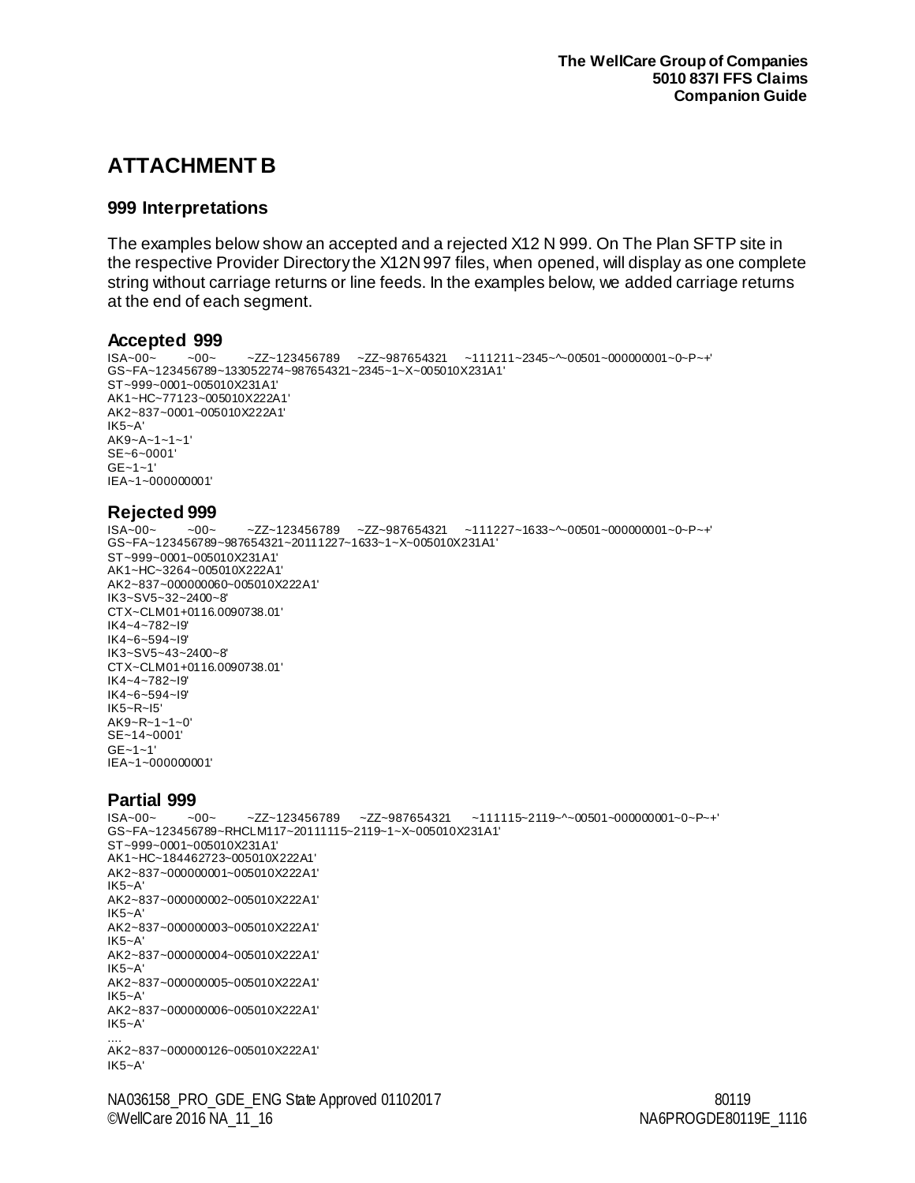# ATTACHMENT B

### 999 Interpretations

The examples below show an accepted and a rejected X12 N 999. On The Plan SFTP site in the respective Provider Directory the X12N 997 files, when opened, will display as one complete string without carriage returns or line feeds. In the examples below, we added carriage returns at the end of each segment.

### Accepted 999

```
ISA~00~          ~00~          ~ZZ~123456789      ~ZZ~987654321      ~111211~2345~^~00501~000000001~0~P~+'
GS~FA~123456789~133052274~987654321~2345~1~X~005010X231A1'
ST~999~0001~005010X231A1'
AK1~HC~77123~005010X222A1'
AK2~837~0001~005010X222A1'
IK5~A'
AK9~A~1~1~1'
SE~6~0001'
GE~1~1'
IEA~1~000000001'
```

### Rejected 999

```
ISA~00~          ~00~          ~ZZ~123456789      ~ZZ~987654321      ~111227~1633~^~00501~000000001~0~P~+'
GS~FA~123456789~987654321~20111227~1633~1~X~005010X231A1'
ST~999~0001~005010X231A1'
AK1~HC~3264~005010X222A1'
AK2~837~000000060~005010X222A1'
IK3~SV5~32~2400~8'
CTX~CLM01+0116.0090738.01'
IK4~4~782~I9'
IK4~6~594~I9'
IK3~SV5~43~2400~8'
CTX~CLM01+0116.0090738.01'
IK4~4~782~I9'
IK4~6~594~I9'
IK5~R~I5'
AK9~R~1~1~0'
SE~14~0001'
GE~1~1'
IEA~1~000000001'
```

### Partial 999

```
ISA~00~          ~00~          ~ZZ~123456789      ~ZZ~987654321      ~111115~2119~^~00501~000000001~0~P~+'
GS~FA~123456789~RHCLM117~20111115~2119~1~X~005010X231A1'
ST~999~0001~005010X231A1'
AK1~HC~184462723~005010X222A1'
AK2~837~000000001~005010X222A1'
IK5~A'
AK2~837~000000002~005010X222A1'
IK5~A'
AK2~837~000000003~005010X222A1'
IK5~A'
AK2~837~000000004~005010X222A1'
IK5~A'
AK2~837~000000005~005010X222A1'
IK5~A'
AK2~837~000000006~005010X222A1'
IK5~A'
....
AK2~837~000000126~005010X222A1'
IK5~A'
```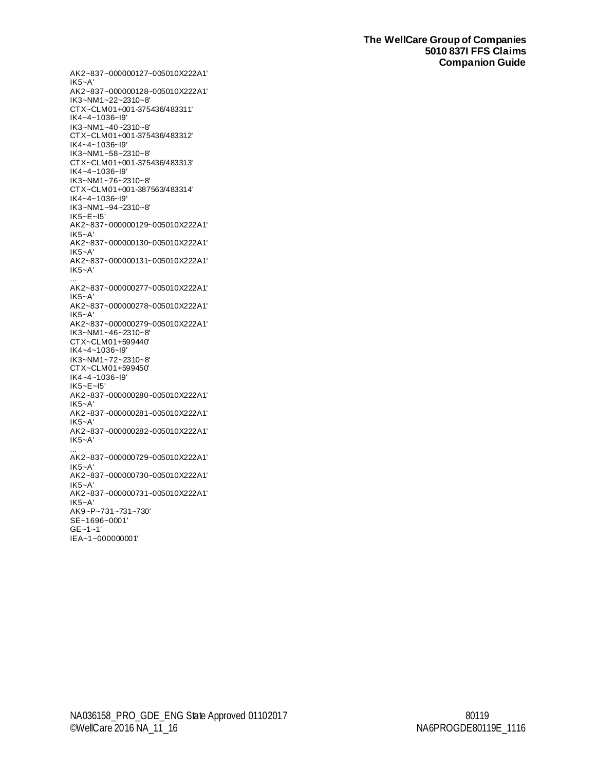```
AK2~837~000000127~005010X222A1'
IK5~A'
AK2~837~000000128~005010X222A1'
IK3~NM1~22~2310~8'
CTX~CLM01+001-375436/483311'
IK4~4~1036~I9'
IK3~NM1~40~2310~8'
CTX~CLM01+001-375436/483312'
IK4~4~1036~I9'
IK3~NM1~58~2310~8'
CTX~CLM01+001-375436/483313'
IK4~4~1036~I9'
IK3~NM1~76~2310~8'
CTX~CLM01+001-387563/483314'
IK4~4~1036~I9'
IK3~NM1~94~2310~8'
IK5~E~I5'
AK2~837~000000129~005010X222A1'
IK5~A'
AK2~837~000000130~005010X222A1'
IK5~A'
AK2~837~000000131~005010X222A1'
IK5~A'
...
AK2~837~000000277~005010X222A1'
IK5~A'
AK2~837~000000278~005010X222A1'
IK5~A'
AK2~837~000000279~005010X222A1'
IK3~NM1~46~2310~8'
CTX~CLM01+599440'
IK4~4~1036~I9'
IK3~NM1~72~2310~8'
CTX~CLM01+599450'
IK4~4~1036~I9'
IK5~E~I5'
AK2~837~000000280~005010X222A1'
IK5~A'
AK2~837~000000281~005010X222A1'
IK5~A'
AK2~837~000000282~005010X222A1'
IK5~A'
...
AK2~837~000000729~005010X222A1'
IK5~A'
AK2~837~000000730~005010X222A1'
IK5~A'
AK2~837~000000731~005010X222A1'
IK5~A'
AK9~P~731~731~730'
SE~1696~0001'
GE~1~1'
IEA~1~000000001'
```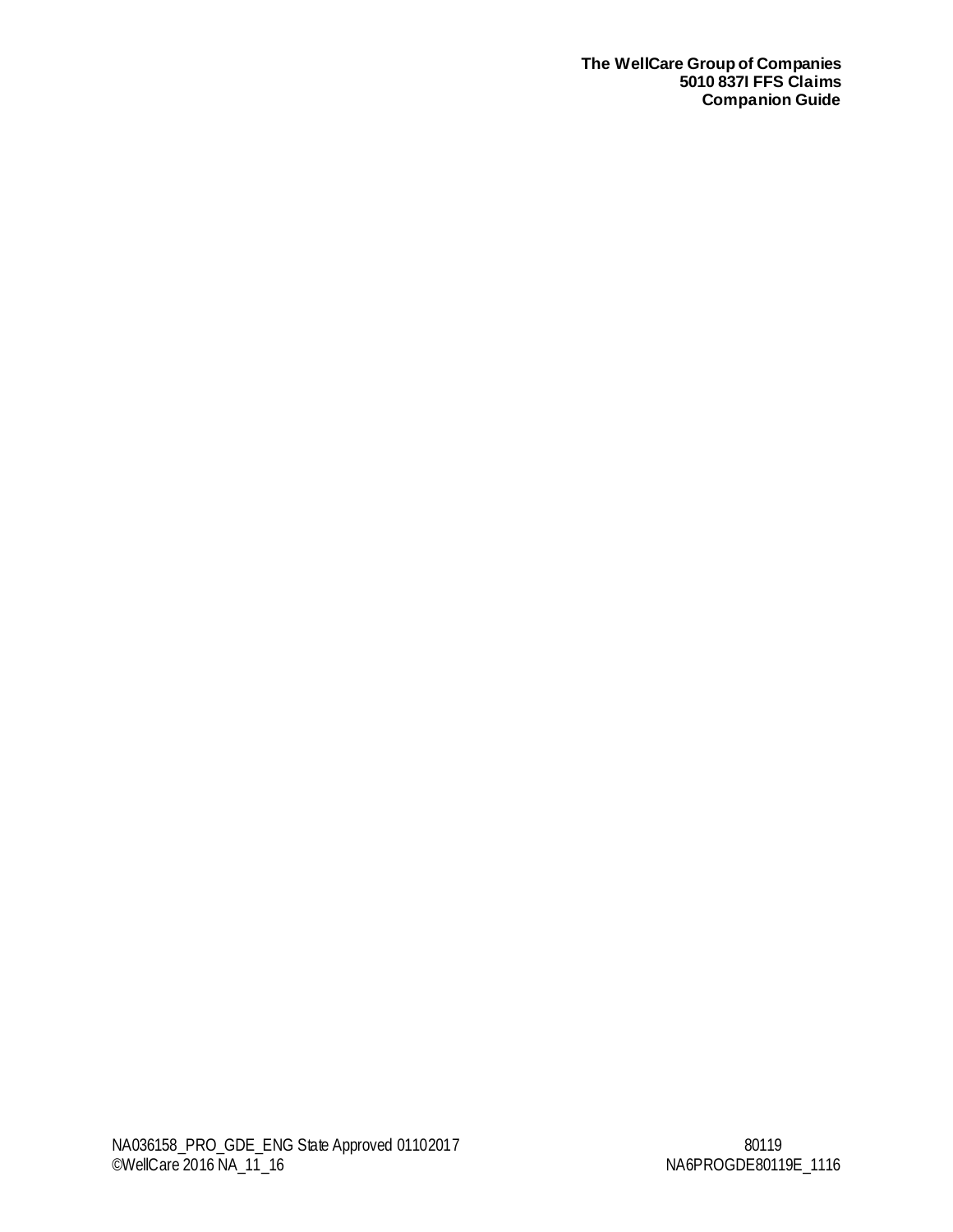NA036158_PRO_GDE_ENG State Approved 01102017

©WellCare 2016 NA_11_16

80119

NA6PROGDE80119E_1116